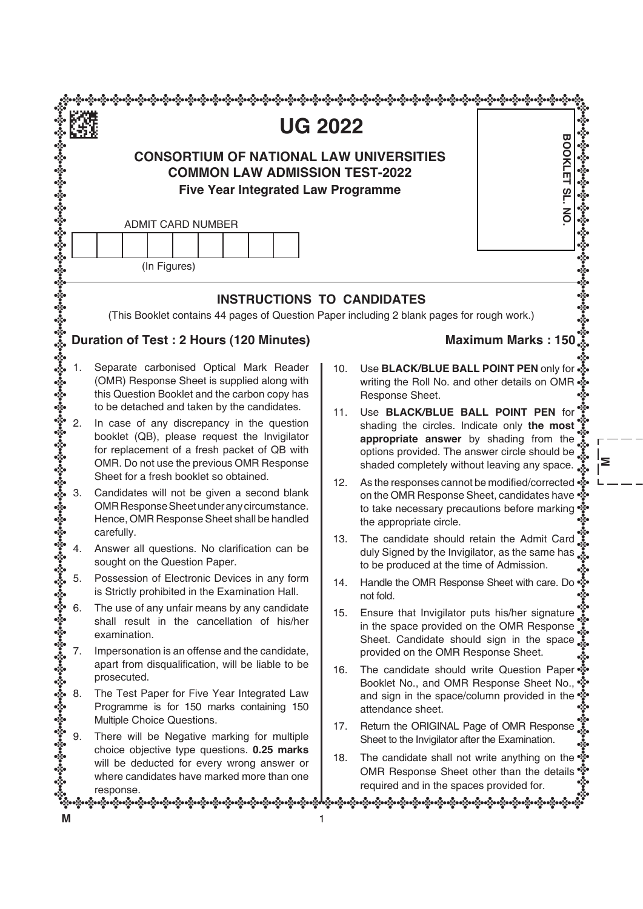# UG 2022

## CONSORTIUM OF NATIONAL LAW UNIVERSITIES
## COMMON LAW ADMISSION TEST-2022
### Five Year Integrated Law Programme

ADMIT CARD NUMBER

| | | | | | | | | |
|---|---|---|---|---|---|---|---|---|
| | | | | | | | | |

(In Figures)

BOOKLET SL. NO.

## INSTRUCTIONS TO CANDIDATES

(This Booklet contains 44 pages of Question Paper including 2 blank pages for rough work.)

**Duration of Test : 2 Hours (120 Minutes)** **Maximum Marks : 150**

1. Separate carbonised Optical Mark Reader (OMR) Response Sheet is supplied along with this Question Booklet and the carbon copy has to be detached and taken by the candidates.
2. In case of any discrepancy in the question booklet (QB), please request the Invigilator for replacement of a fresh packet of QB with OMR. Do not use the previous OMR Response Sheet for a fresh booklet so obtained.
3. Candidates will not be given a second blank OMR Response Sheet under any circumstance. Hence, OMR Response Sheet shall be handled carefully.
4. Answer all questions. No clarification can be sought on the Question Paper.
5. Possession of Electronic Devices in any form is Strictly prohibited in the Examination Hall.
6. The use of any unfair means by any candidate shall result in the cancellation of his/her examination.
7. Impersonation is an offense and the candidate, apart from disqualification, will be liable to be prosecuted.
8. The Test Paper for Five Year Integrated Law Programme is for 150 marks containing 150 Multiple Choice Questions.
9. There will be Negative marking for multiple choice objective type questions. **0.25 marks** will be deducted for every wrong answer or where candidates have marked more than one response.
10. Use **BLACK/BLUE BALL POINT PEN** only for writing the Roll No. and other details on OMR Response Sheet.
11. Use **BLACK/BLUE BALL POINT PEN** for shading the circles. Indicate only **the most appropriate answer** by shading from the options provided. The answer circle should be shaded completely without leaving any space.
12. As the responses cannot be modified/corrected on the OMR Response Sheet, candidates have to take necessary precautions before marking the appropriate circle.
13. The candidate should retain the Admit Card duly Signed by the Invigilator, as the same has to be produced at the time of Admission.
14. Handle the OMR Response Sheet with care. Do not fold.
15. Ensure that Invigilator puts his/her signature in the space provided on the OMR Response Sheet. Candidate should sign in the space provided on the OMR Response Sheet.
16. The candidate should write Question Paper Booklet No., and OMR Response Sheet No., and sign in the space/column provided in the attendance sheet.
17. Return the ORIGINAL Page of OMR Response Sheet to the Invigilator after the Examination.
18. The candidate shall not write anything on the OMR Response Sheet other than the details required and in the spaces provided for.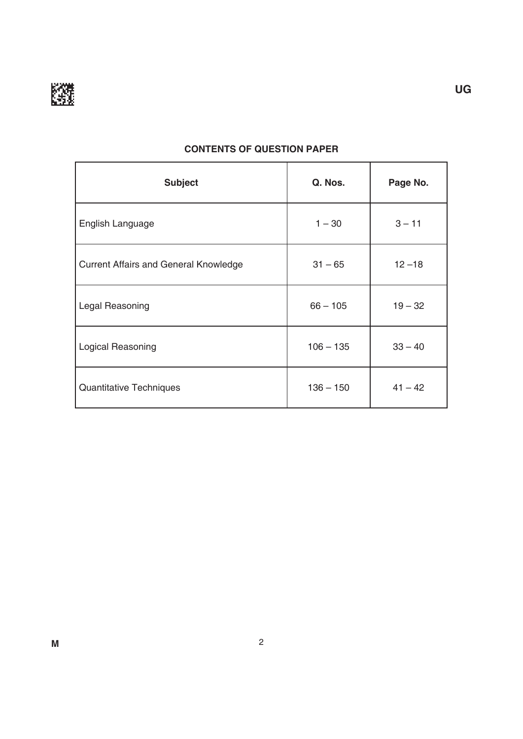## CONTENTS OF QUESTION PAPER

| Subject | Q. Nos. | Page No. |
|---|---|---|
| English Language | 1 – 30 | 3 – 11 |
| Current Affairs and General Knowledge | 31 – 65 | 12 –18 |
| Legal Reasoning | 66 – 105 | 19 – 32 |
| Logical Reasoning | 106 – 135 | 33 – 40 |
| Quantitative Techniques | 136 – 150 | 41 – 42 |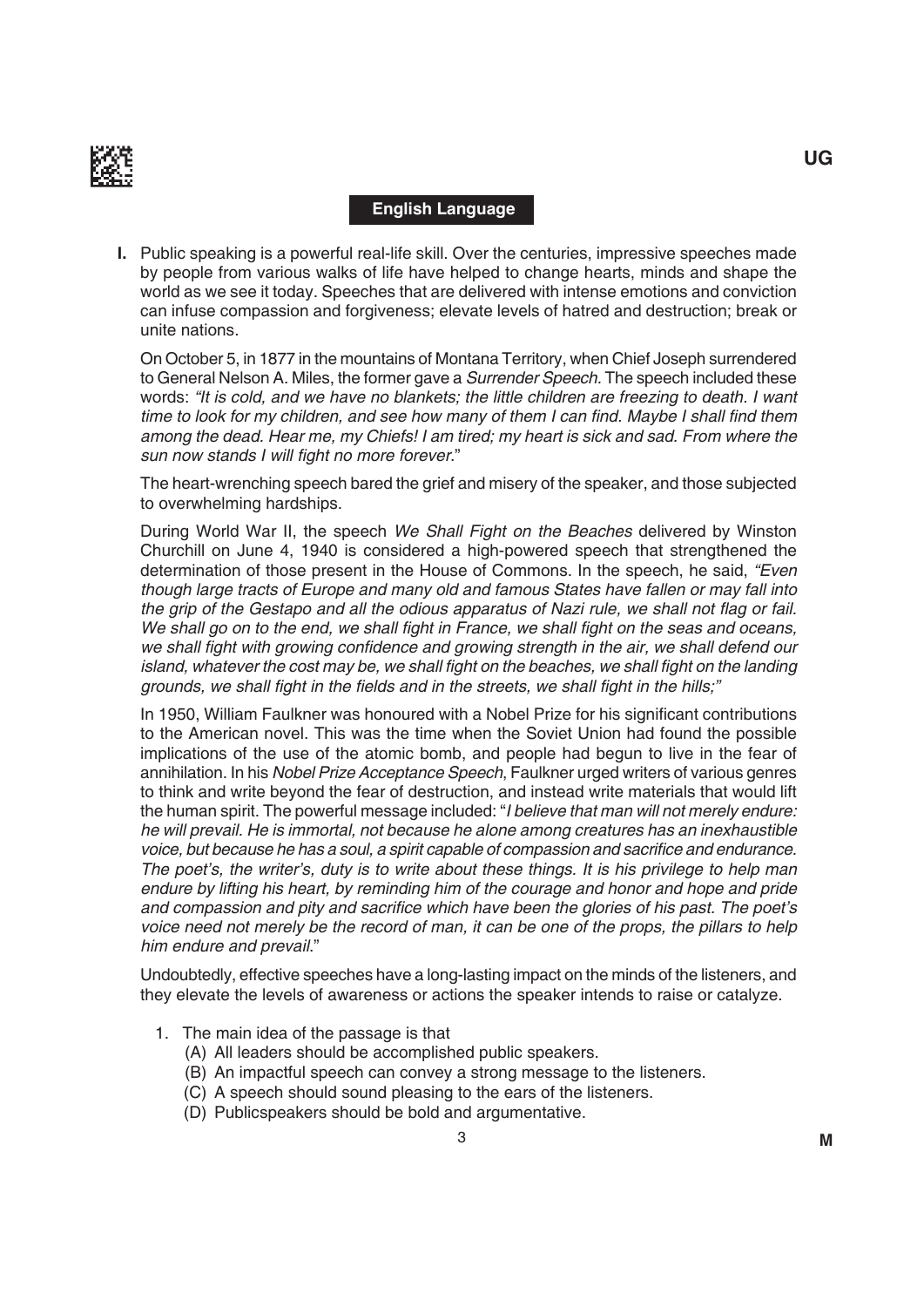## English Language

**I.** Public speaking is a powerful real-life skill. Over the centuries, impressive speeches made by people from various walks of life have helped to change hearts, minds and shape the world as we see it today. Speeches that are delivered with intense emotions and conviction can infuse compassion and forgiveness; elevate levels of hatred and destruction; break or unite nations.

On October 5, in 1877 in the mountains of Montana Territory, when Chief Joseph surrendered to General Nelson A. Miles, the former gave a *Surrender Speech.* The speech included these words: *"It is cold, and we have no blankets; the little children are freezing to death. I want time to look for my children, and see how many of them I can find. Maybe I shall find them among the dead. Hear me, my Chiefs! I am tired; my heart is sick and sad. From where the sun now stands I will fight no more forever.*"

The heart-wrenching speech bared the grief and misery of the speaker, and those subjected to overwhelming hardships.

During World War II, the speech *We Shall Fight on the Beaches* delivered by Winston Churchill on June 4, 1940 is considered a high-powered speech that strengthened the determination of those present in the House of Commons. In the speech, he said, *"Even though large tracts of Europe and many old and famous States have fallen or may fall into the grip of the Gestapo and all the odious apparatus of Nazi rule, we shall not flag or fail. We shall go on to the end, we shall fight in France, we shall fight on the seas and oceans, we shall fight with growing confidence and growing strength in the air, we shall defend our island, whatever the cost may be, we shall fight on the beaches, we shall fight on the landing grounds, we shall fight in the fields and in the streets, we shall fight in the hills;"*

In 1950, William Faulkner was honoured with a Nobel Prize for his significant contributions to the American novel. This was the time when the Soviet Union had found the possible implications of the use of the atomic bomb, and people had begun to live in the fear of annihilation. In his *Nobel Prize Acceptance Speech*, Faulkner urged writers of various genres to think and write beyond the fear of destruction, and instead write materials that would lift the human spirit. The powerful message included: "*I believe that man will not merely endure: he will prevail. He is immortal, not because he alone among creatures has an inexhaustible voice, but because he has a soul, a spirit capable of compassion and sacrifice and endurance. The poet's, the writer's, duty is to write about these things. It is his privilege to help man endure by lifting his heart, by reminding him of the courage and honor and hope and pride and compassion and pity and sacrifice which have been the glories of his past. The poet's voice need not merely be the record of man, it can be one of the props, the pillars to help him endure and prevail.*"

Undoubtedly, effective speeches have a long-lasting impact on the minds of the listeners, and they elevate the levels of awareness or actions the speaker intends to raise or catalyze.

1. The main idea of the passage is that
   (A) All leaders should be accomplished public speakers.
   (B) An impactful speech can convey a strong message to the listeners.
   (C) A speech should sound pleasing to the ears of the listeners.
   (D) Publicspeakers should be bold and argumentative.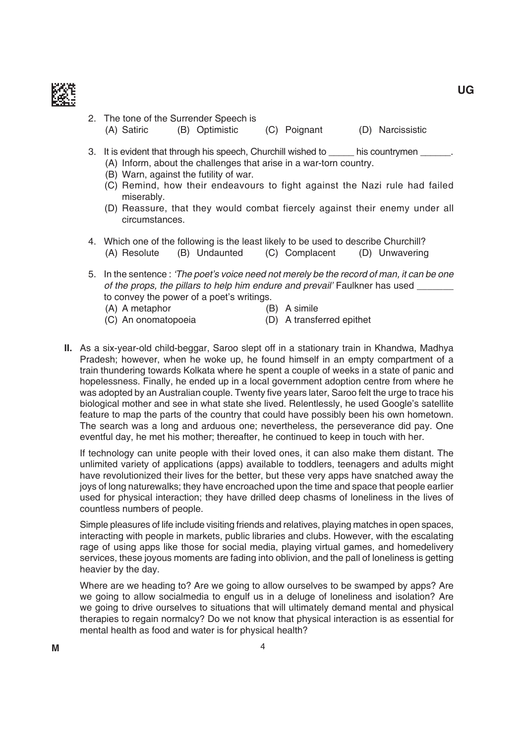2. The tone of the Surrender Speech is
   (A) Satiric (B) Optimistic (C) Poignant (D) Narcissistic

3. It is evident that through his speech, Churchill wished to _____ his countrymen ______.
   (A) Inform, about the challenges that arise in a war-torn country.
   (B) Warn, against the futility of war.
   (C) Remind, how their endeavours to fight against the Nazi rule had failed miserably.
   (D) Reassure, that they would combat fiercely against their enemy under all circumstances.

4. Which one of the following is the least likely to be used to describe Churchill?
   (A) Resolute (B) Undaunted (C) Complacent (D) Unwavering

5. In the sentence : *'The poet's voice need not merely be the record of man, it can be one of the props, the pillars to help him endure and prevail'* Faulkner has used _______ to convey the power of a poet's writings.
   (A) A metaphor (B) A simile
   (C) An onomatopoeia (D) A transferred epithet

**II.** As a six-year-old child-beggar, Saroo slept off in a stationary train in Khandwa, Madhya Pradesh; however, when he woke up, he found himself in an empty compartment of a train thundering towards Kolkata where he spent a couple of weeks in a state of panic and hopelessness. Finally, he ended up in a local government adoption centre from where he was adopted by an Australian couple. Twenty five years later, Saroo felt the urge to trace his biological mother and see in what state she lived. Relentlessly, he used Google's satellite feature to map the parts of the country that could have possibly been his own hometown. The search was a long and arduous one; nevertheless, the perseverance did pay. One eventful day, he met his mother; thereafter, he continued to keep in touch with her.

If technology can unite people with their loved ones, it can also make them distant. The unlimited variety of applications (apps) available to toddlers, teenagers and adults might have revolutionized their lives for the better, but these very apps have snatched away the joys of long naturewalks; they have encroached upon the time and space that people earlier used for physical interaction; they have drilled deep chasms of loneliness in the lives of countless numbers of people.

Simple pleasures of life include visiting friends and relatives, playing matches in open spaces, interacting with people in markets, public libraries and clubs. However, with the escalating rage of using apps like those for social media, playing virtual games, and homedelivery services, these joyous moments are fading into oblivion, and the pall of loneliness is getting heavier by the day.

Where are we heading to? Are we going to allow ourselves to be swamped by apps? Are we going to allow socialmedia to engulf us in a deluge of loneliness and isolation? Are we going to drive ourselves to situations that will ultimately demand mental and physical therapies to regain normalcy? Do we not know that physical interaction is as essential for mental health as food and water is for physical health?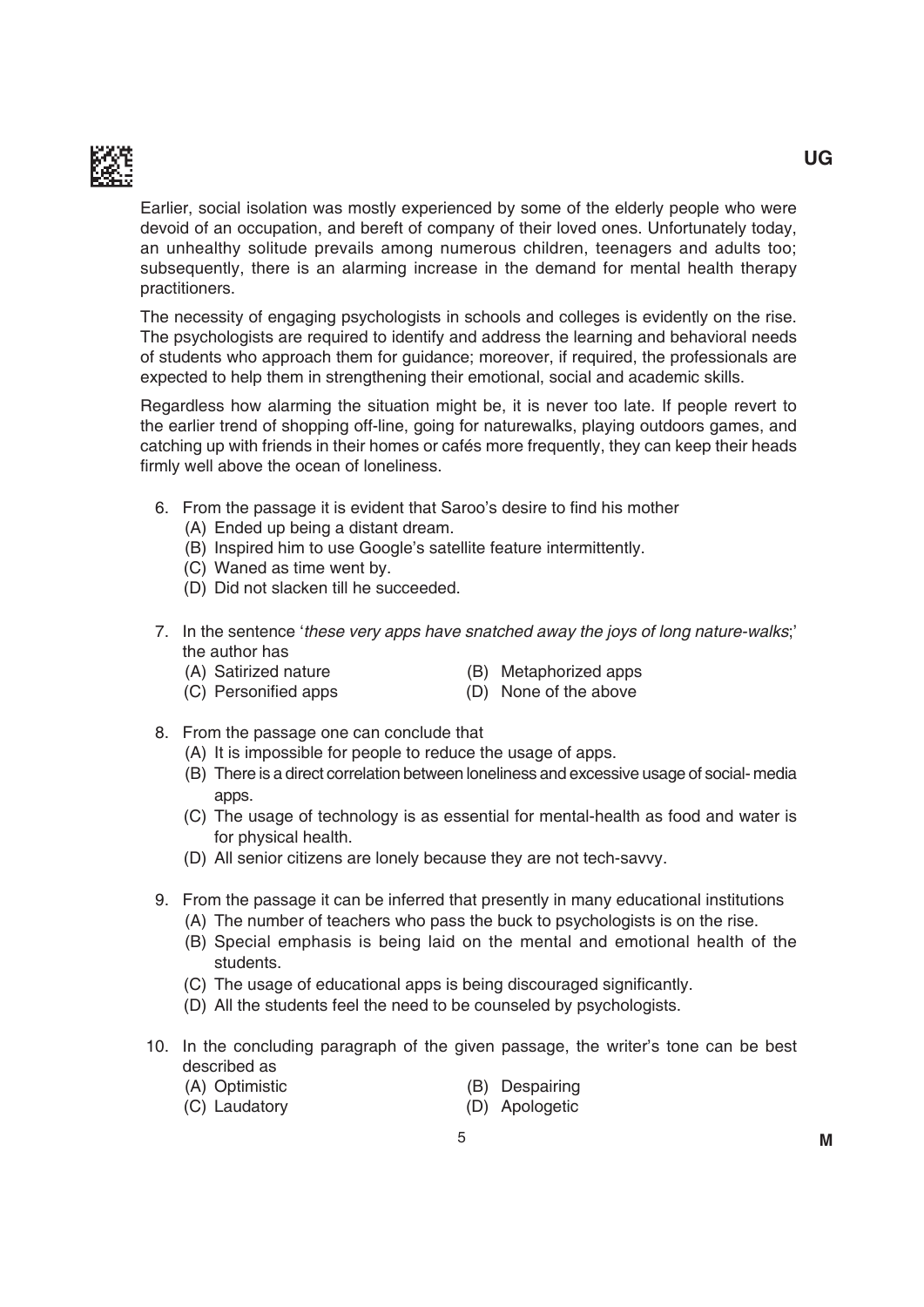Earlier, social isolation was mostly experienced by some of the elderly people who were devoid of an occupation, and bereft of company of their loved ones. Unfortunately today, an unhealthy solitude prevails among numerous children, teenagers and adults too; subsequently, there is an alarming increase in the demand for mental health therapy practitioners.

The necessity of engaging psychologists in schools and colleges is evidently on the rise. The psychologists are required to identify and address the learning and behavioral needs of students who approach them for guidance; moreover, if required, the professionals are expected to help them in strengthening their emotional, social and academic skills.

Regardless how alarming the situation might be, it is never too late. If people revert to the earlier trend of shopping off-line, going for naturewalks, playing outdoors games, and catching up with friends in their homes or cafés more frequently, they can keep their heads firmly well above the ocean of loneliness.

6. From the passage it is evident that Saroo's desire to find his mother
   (A) Ended up being a distant dream.
   (B) Inspired him to use Google's satellite feature intermittently.
   (C) Waned as time went by.
   (D) Did not slacken till he succeeded.

7. In the sentence '*these very apps have snatched away the joys of long nature-walks*;' the author has
   (A) Satirized nature
   (B) Metaphorized apps
   (C) Personified apps
   (D) None of the above

8. From the passage one can conclude that
   (A) It is impossible for people to reduce the usage of apps.
   (B) There is a direct correlation between loneliness and excessive usage of social- media apps.
   (C) The usage of technology is as essential for mental-health as food and water is for physical health.
   (D) All senior citizens are lonely because they are not tech-savvy.

9. From the passage it can be inferred that presently in many educational institutions
   (A) The number of teachers who pass the buck to psychologists is on the rise.
   (B) Special emphasis is being laid on the mental and emotional health of the students.
   (C) The usage of educational apps is being discouraged significantly.
   (D) All the students feel the need to be counseled by psychologists.

10. In the concluding paragraph of the given passage, the writer's tone can be best described as
    (A) Optimistic
    (B) Despairing
    (C) Laudatory
    (D) Apologetic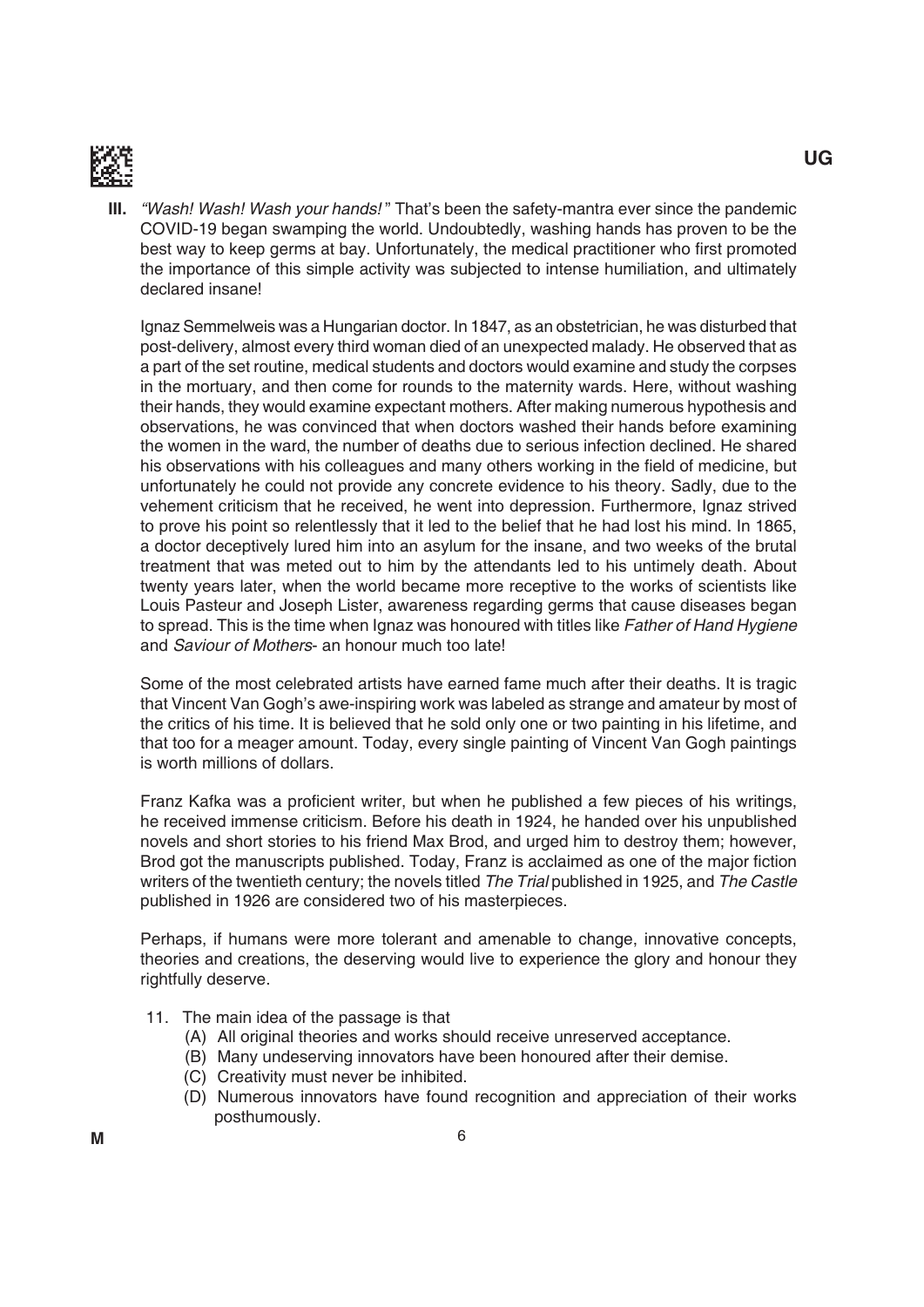**III.** *"Wash! Wash! Wash your hands!"* That's been the safety-mantra ever since the pandemic COVID-19 began swamping the world. Undoubtedly, washing hands has proven to be the best way to keep germs at bay. Unfortunately, the medical practitioner who first promoted the importance of this simple activity was subjected to intense humiliation, and ultimately declared insane!

Ignaz Semmelweis was a Hungarian doctor. In 1847, as an obstetrician, he was disturbed that post-delivery, almost every third woman died of an unexpected malady. He observed that as a part of the set routine, medical students and doctors would examine and study the corpses in the mortuary, and then come for rounds to the maternity wards. Here, without washing their hands, they would examine expectant mothers. After making numerous hypothesis and observations, he was convinced that when doctors washed their hands before examining the women in the ward, the number of deaths due to serious infection declined. He shared his observations with his colleagues and many others working in the field of medicine, but unfortunately he could not provide any concrete evidence to his theory. Sadly, due to the vehement criticism that he received, he went into depression. Furthermore, Ignaz strived to prove his point so relentlessly that it led to the belief that he had lost his mind. In 1865, a doctor deceptively lured him into an asylum for the insane, and two weeks of the brutal treatment that was meted out to him by the attendants led to his untimely death. About twenty years later, when the world became more receptive to the works of scientists like Louis Pasteur and Joseph Lister, awareness regarding germs that cause diseases began to spread. This is the time when Ignaz was honoured with titles like *Father of Hand Hygiene* and *Saviour of Mothers*- an honour much too late!

Some of the most celebrated artists have earned fame much after their deaths. It is tragic that Vincent Van Gogh's awe-inspiring work was labeled as strange and amateur by most of the critics of his time. It is believed that he sold only one or two painting in his lifetime, and that too for a meager amount. Today, every single painting of Vincent Van Gogh paintings is worth millions of dollars.

Franz Kafka was a proficient writer, but when he published a few pieces of his writings, he received immense criticism. Before his death in 1924, he handed over his unpublished novels and short stories to his friend Max Brod, and urged him to destroy them; however, Brod got the manuscripts published. Today, Franz is acclaimed as one of the major fiction writers of the twentieth century; the novels titled *The Trial* published in 1925, and *The Castle* published in 1926 are considered two of his masterpieces.

Perhaps, if humans were more tolerant and amenable to change, innovative concepts, theories and creations, the deserving would live to experience the glory and honour they rightfully deserve.

11. The main idea of the passage is that
    - (A) All original theories and works should receive unreserved acceptance.
    - (B) Many undeserving innovators have been honoured after their demise.
    - (C) Creativity must never be inhibited.
    - (D) Numerous innovators have found recognition and appreciation of their works posthumously.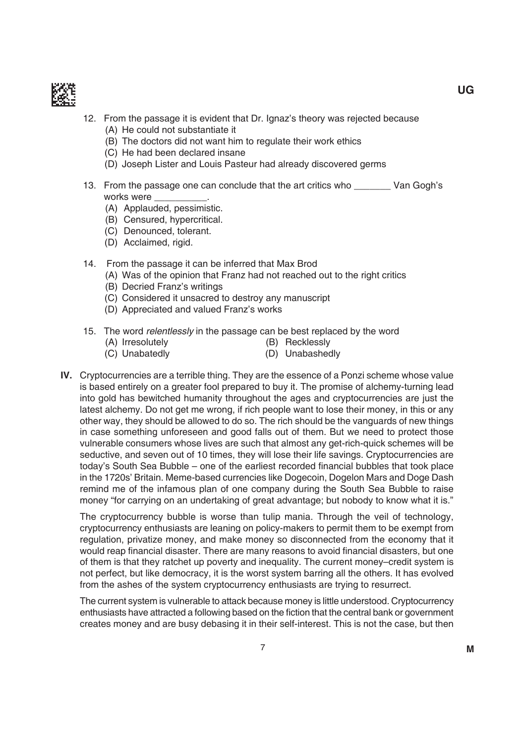12. From the passage it is evident that Dr. Ignaz's theory was rejected because
    (A) He could not substantiate it
    (B) The doctors did not want him to regulate their work ethics
    (C) He had been declared insane
    (D) Joseph Lister and Louis Pasteur had already discovered germs

13. From the passage one can conclude that the art critics who _______ Van Gogh's works were __________.
    (A) Applauded, pessimistic.
    (B) Censured, hypercritical.
    (C) Denounced, tolerant.
    (D) Acclaimed, rigid.

14. From the passage it can be inferred that Max Brod
    (A) Was of the opinion that Franz had not reached out to the right critics
    (B) Decried Franz's writings
    (C) Considered it unsacred to destroy any manuscript
    (D) Appreciated and valued Franz's works

15. The word *relentlessly* in the passage can be best replaced by the word
    (A) Irresolutely
    (B) Recklessly
    (C) Unabatedly
    (D) Unabashedly

**IV.** Cryptocurrencies are a terrible thing. They are the essence of a Ponzi scheme whose value is based entirely on a greater fool prepared to buy it. The promise of alchemy-turning lead into gold has bewitched humanity throughout the ages and cryptocurrencies are just the latest alchemy. Do not get me wrong, if rich people want to lose their money, in this or any other way, they should be allowed to do so. The rich should be the vanguards of new things in case something unforeseen and good falls out of them. But we need to protect those vulnerable consumers whose lives are such that almost any get-rich-quick schemes will be seductive, and seven out of 10 times, they will lose their life savings. Cryptocurrencies are today's South Sea Bubble – one of the earliest recorded financial bubbles that took place in the 1720s' Britain. Meme-based currencies like Dogecoin, Dogelon Mars and Doge Dash remind me of the infamous plan of one company during the South Sea Bubble to raise money "for carrying on an undertaking of great advantage; but nobody to know what it is."

The cryptocurrency bubble is worse than tulip mania. Through the veil of technology, cryptocurrency enthusiasts are leaning on policy-makers to permit them to be exempt from regulation, privatize money, and make money so disconnected from the economy that it would reap financial disaster. There are many reasons to avoid financial disasters, but one of them is that they ratchet up poverty and inequality. The current money–credit system is not perfect, but like democracy, it is the worst system barring all the others. It has evolved from the ashes of the system cryptocurrency enthusiasts are trying to resurrect.

The current system is vulnerable to attack because money is little understood. Cryptocurrency enthusiasts have attracted a following based on the fiction that the central bank or government creates money and are busy debasing it in their self-interest. This is not the case, but then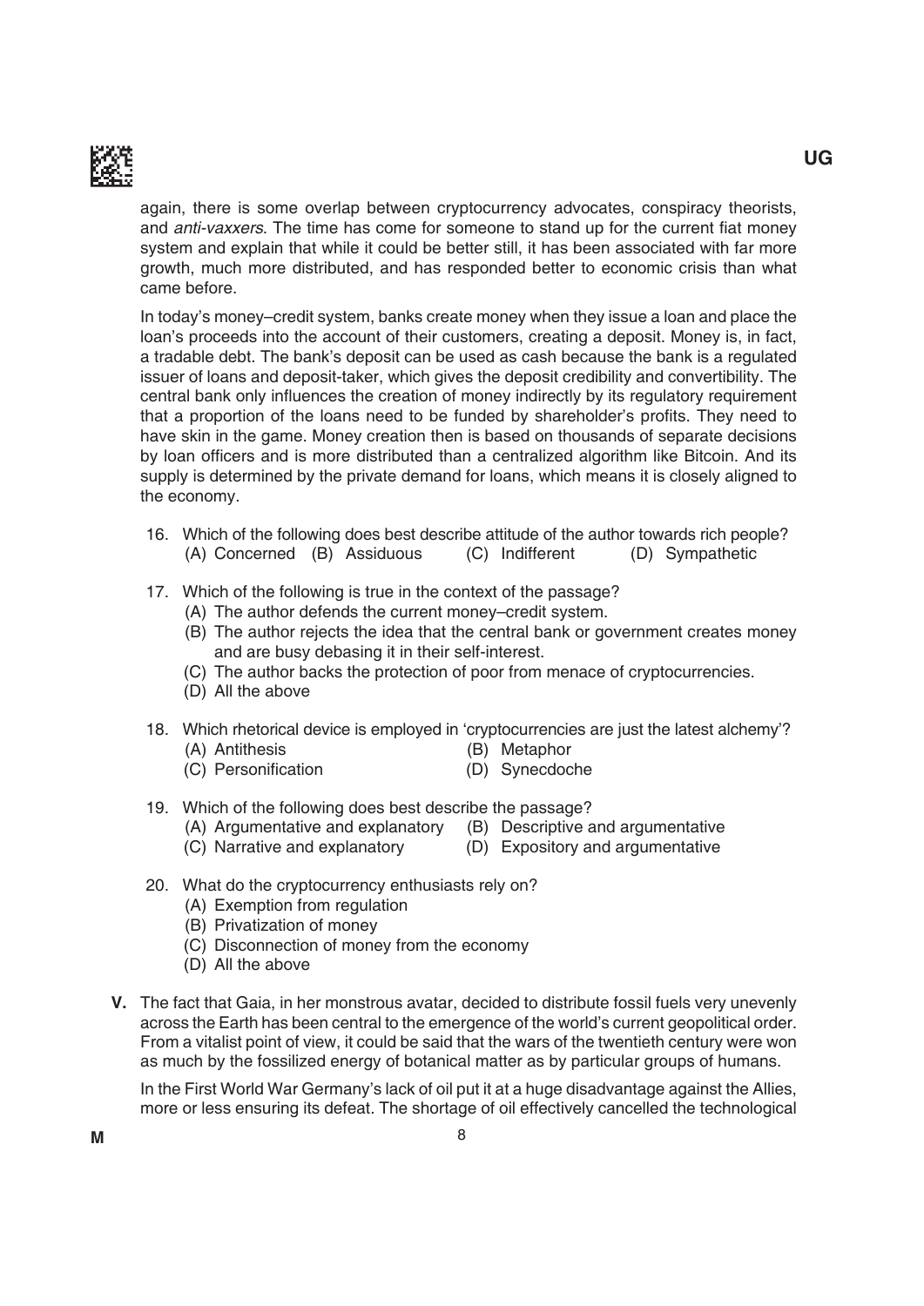again, there is some overlap between cryptocurrency advocates, conspiracy theorists, and *anti-vaxxers*. The time has come for someone to stand up for the current fiat money system and explain that while it could be better still, it has been associated with far more growth, much more distributed, and has responded better to economic crisis than what came before.

In today's money–credit system, banks create money when they issue a loan and place the loan's proceeds into the account of their customers, creating a deposit. Money is, in fact, a tradable debt. The bank's deposit can be used as cash because the bank is a regulated issuer of loans and deposit-taker, which gives the deposit credibility and convertibility. The central bank only influences the creation of money indirectly by its regulatory requirement that a proportion of the loans need to be funded by shareholder's profits. They need to have skin in the game. Money creation then is based on thousands of separate decisions by loan officers and is more distributed than a centralized algorithm like Bitcoin. And its supply is determined by the private demand for loans, which means it is closely aligned to the economy.

16. Which of the following does best describe attitude of the author towards rich people?
    (A) Concerned (B) Assiduous (C) Indifferent (D) Sympathetic

17. Which of the following is true in the context of the passage?
    (A) The author defends the current money–credit system.
    (B) The author rejects the idea that the central bank or government creates money and are busy debasing it in their self-interest.
    (C) The author backs the protection of poor from menace of cryptocurrencies.
    (D) All the above

18. Which rhetorical device is employed in 'cryptocurrencies are just the latest alchemy'?
    (A) Antithesis
    (B) Metaphor
    (C) Personification
    (D) Synecdoche

19. Which of the following does best describe the passage?
    (A) Argumentative and explanatory
    (B) Descriptive and argumentative
    (C) Narrative and explanatory
    (D) Expository and argumentative

20. What do the cryptocurrency enthusiasts rely on?
    (A) Exemption from regulation
    (B) Privatization of money
    (C) Disconnection of money from the economy
    (D) All the above

**V.** The fact that Gaia, in her monstrous avatar, decided to distribute fossil fuels very unevenly across the Earth has been central to the emergence of the world's current geopolitical order. From a vitalist point of view, it could be said that the wars of the twentieth century were won as much by the fossilized energy of botanical matter as by particular groups of humans.

In the First World War Germany's lack of oil put it at a huge disadvantage against the Allies, more or less ensuring its defeat. The shortage of oil effectively cancelled the technological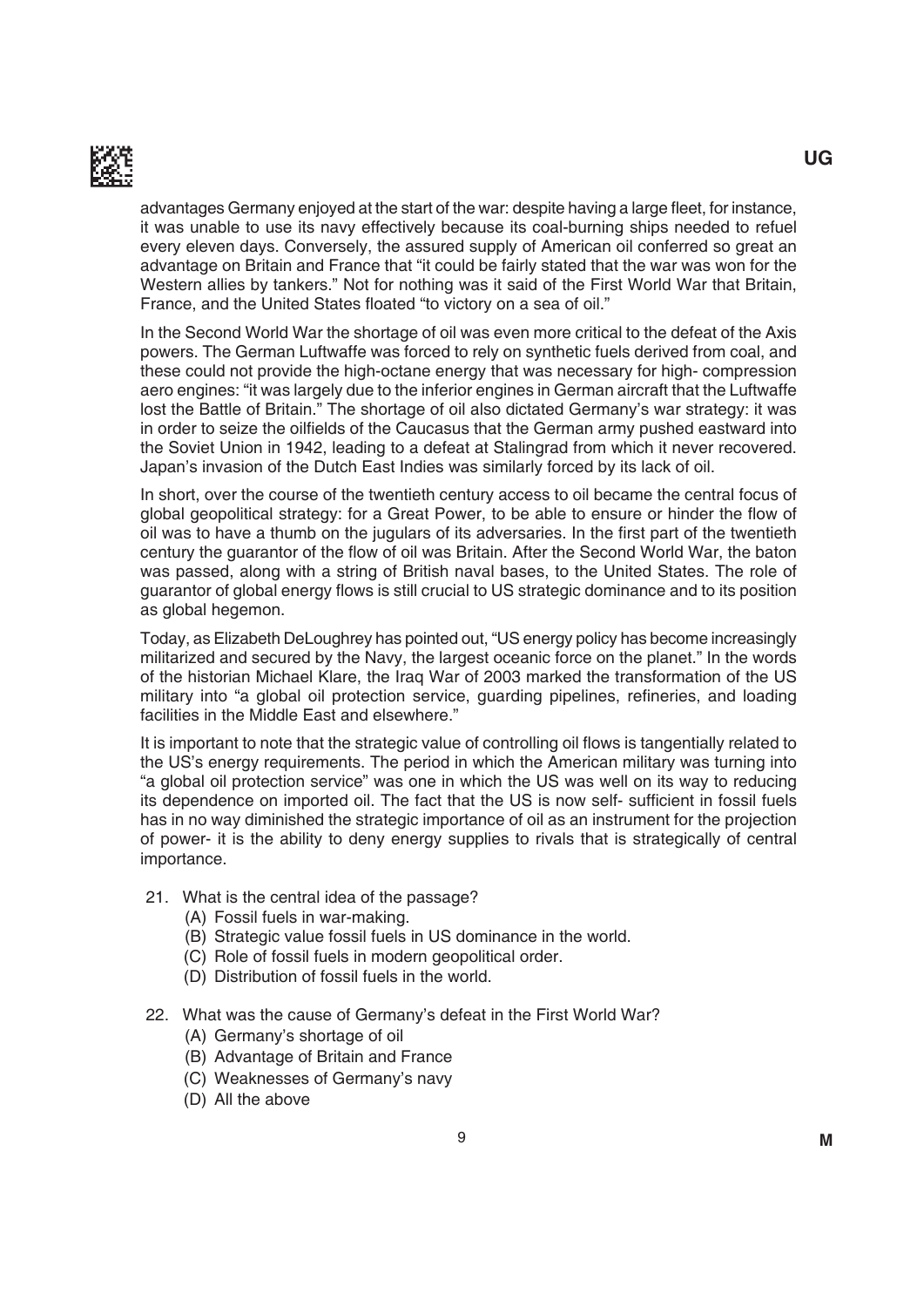advantages Germany enjoyed at the start of the war: despite having a large fleet, for instance, it was unable to use its navy effectively because its coal-burning ships needed to refuel every eleven days. Conversely, the assured supply of American oil conferred so great an advantage on Britain and France that "it could be fairly stated that the war was won for the Western allies by tankers." Not for nothing was it said of the First World War that Britain, France, and the United States floated "to victory on a sea of oil."

In the Second World War the shortage of oil was even more critical to the defeat of the Axis powers. The German Luftwaffe was forced to rely on synthetic fuels derived from coal, and these could not provide the high-octane energy that was necessary for high- compression aero engines: "it was largely due to the inferior engines in German aircraft that the Luftwaffe lost the Battle of Britain." The shortage of oil also dictated Germany's war strategy: it was in order to seize the oilfields of the Caucasus that the German army pushed eastward into the Soviet Union in 1942, leading to a defeat at Stalingrad from which it never recovered. Japan's invasion of the Dutch East Indies was similarly forced by its lack of oil.

In short, over the course of the twentieth century access to oil became the central focus of global geopolitical strategy: for a Great Power, to be able to ensure or hinder the flow of oil was to have a thumb on the jugulars of its adversaries. In the first part of the twentieth century the guarantor of the flow of oil was Britain. After the Second World War, the baton was passed, along with a string of British naval bases, to the United States. The role of guarantor of global energy flows is still crucial to US strategic dominance and to its position as global hegemon.

Today, as Elizabeth DeLoughrey has pointed out, "US energy policy has become increasingly militarized and secured by the Navy, the largest oceanic force on the planet." In the words of the historian Michael Klare, the Iraq War of 2003 marked the transformation of the US military into "a global oil protection service, guarding pipelines, refineries, and loading facilities in the Middle East and elsewhere."

It is important to note that the strategic value of controlling oil flows is tangentially related to the US's energy requirements. The period in which the American military was turning into "a global oil protection service" was one in which the US was well on its way to reducing its dependence on imported oil. The fact that the US is now self- sufficient in fossil fuels has in no way diminished the strategic importance of oil as an instrument for the projection of power- it is the ability to deny energy supplies to rivals that is strategically of central importance.

21. What is the central idea of the passage?
    (A) Fossil fuels in war-making.
    (B) Strategic value fossil fuels in US dominance in the world.
    (C) Role of fossil fuels in modern geopolitical order.
    (D) Distribution of fossil fuels in the world.

22. What was the cause of Germany's defeat in the First World War?
    (A) Germany's shortage of oil
    (B) Advantage of Britain and France
    (C) Weaknesses of Germany's navy
    (D) All the above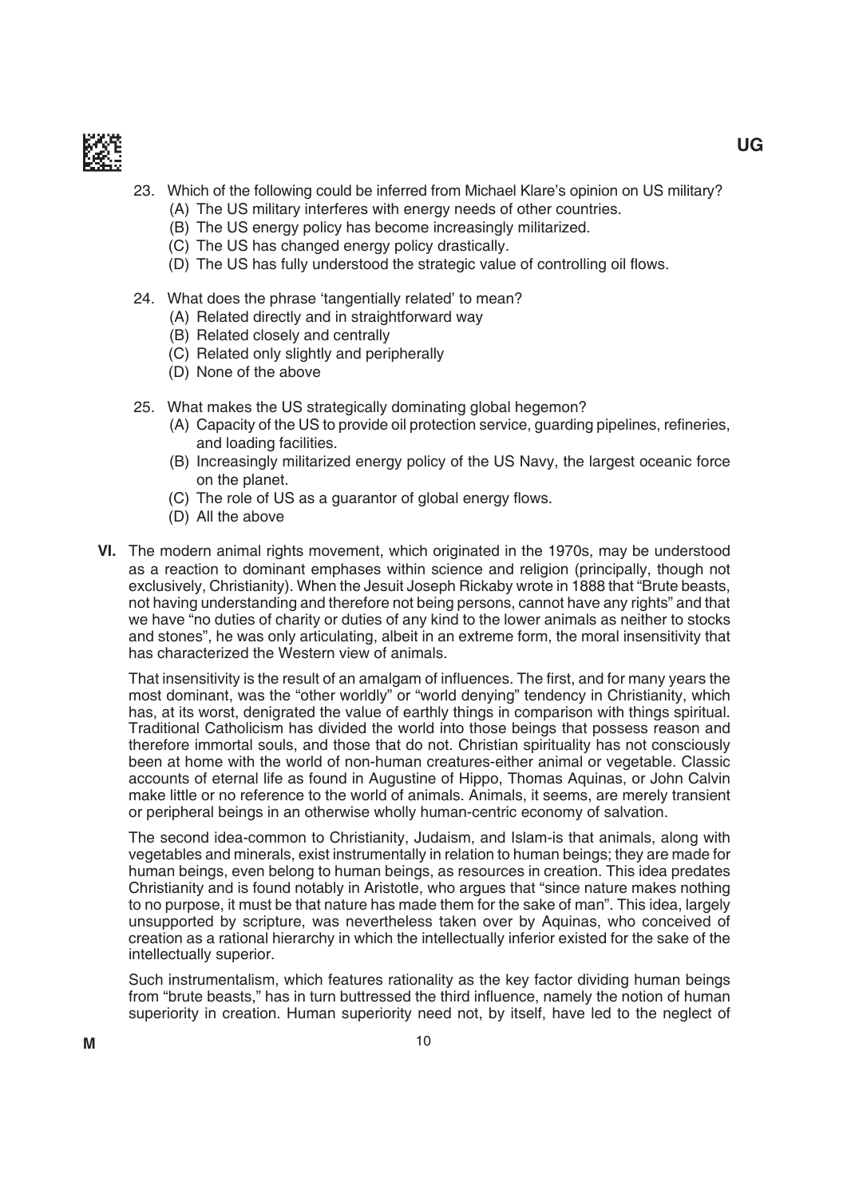23. Which of the following could be inferred from Michael Klare's opinion on US military?
    (A) The US military interferes with energy needs of other countries.
    (B) The US energy policy has become increasingly militarized.
    (C) The US has changed energy policy drastically.
    (D) The US has fully understood the strategic value of controlling oil flows.

24. What does the phrase 'tangentially related' to mean?
    (A) Related directly and in straightforward way
    (B) Related closely and centrally
    (C) Related only slightly and peripherally
    (D) None of the above

25. What makes the US strategically dominating global hegemon?
    (A) Capacity of the US to provide oil protection service, guarding pipelines, refineries, and loading facilities.
    (B) Increasingly militarized energy policy of the US Navy, the largest oceanic force on the planet.
    (C) The role of US as a guarantor of global energy flows.
    (D) All the above

**VI.** The modern animal rights movement, which originated in the 1970s, may be understood as a reaction to dominant emphases within science and religion (principally, though not exclusively, Christianity). When the Jesuit Joseph Rickaby wrote in 1888 that "Brute beasts, not having understanding and therefore not being persons, cannot have any rights" and that we have "no duties of charity or duties of any kind to the lower animals as neither to stocks and stones", he was only articulating, albeit in an extreme form, the moral insensitivity that has characterized the Western view of animals.

That insensitivity is the result of an amalgam of influences. The first, and for many years the most dominant, was the "other worldly" or "world denying" tendency in Christianity, which has, at its worst, denigrated the value of earthly things in comparison with things spiritual. Traditional Catholicism has divided the world into those beings that possess reason and therefore immortal souls, and those that do not. Christian spirituality has not consciously been at home with the world of non-human creatures-either animal or vegetable. Classic accounts of eternal life as found in Augustine of Hippo, Thomas Aquinas, or John Calvin make little or no reference to the world of animals. Animals, it seems, are merely transient or peripheral beings in an otherwise wholly human-centric economy of salvation.

The second idea-common to Christianity, Judaism, and Islam-is that animals, along with vegetables and minerals, exist instrumentally in relation to human beings; they are made for human beings, even belong to human beings, as resources in creation. This idea predates Christianity and is found notably in Aristotle, who argues that "since nature makes nothing to no purpose, it must be that nature has made them for the sake of man". This idea, largely unsupported by scripture, was nevertheless taken over by Aquinas, who conceived of creation as a rational hierarchy in which the intellectually inferior existed for the sake of the intellectually superior.

Such instrumentalism, which features rationality as the key factor dividing human beings from "brute beasts," has in turn buttressed the third influence, namely the notion of human superiority in creation. Human superiority need not, by itself, have led to the neglect of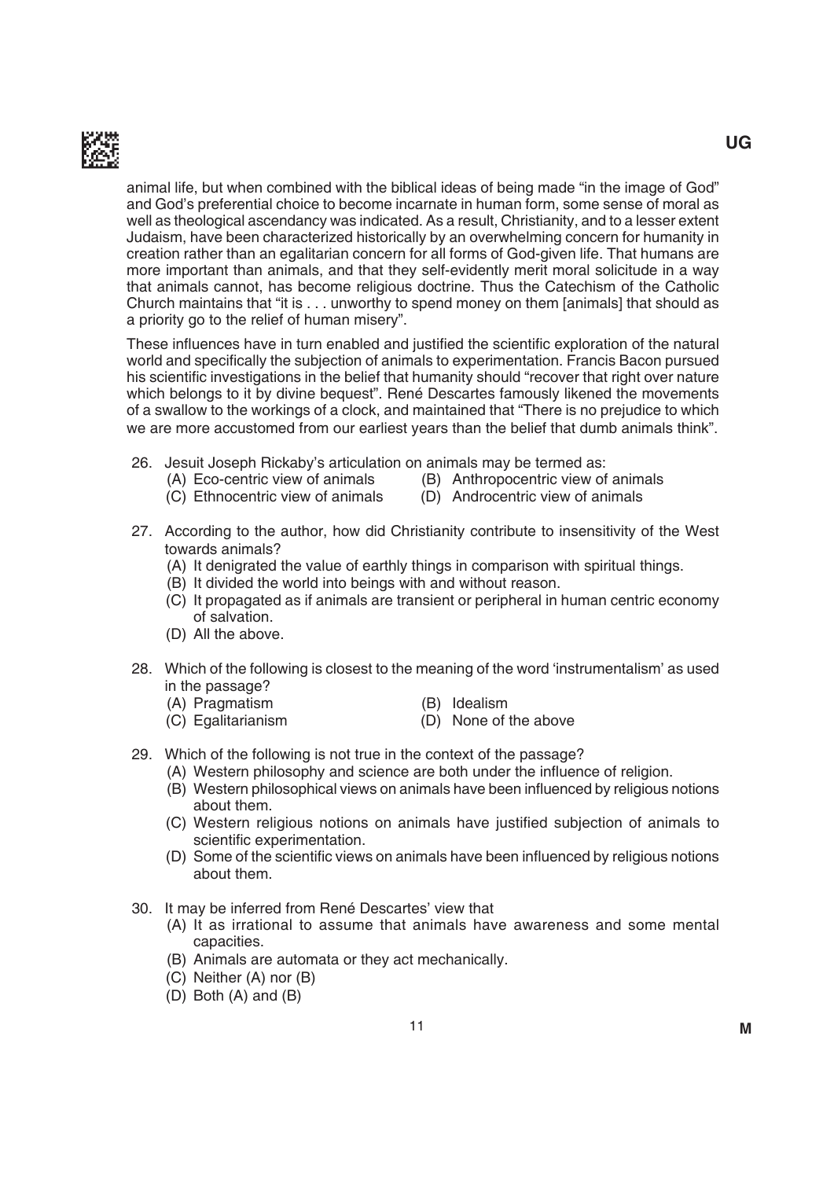animal life, but when combined with the biblical ideas of being made "in the image of God" and God's preferential choice to become incarnate in human form, some sense of moral as well as theological ascendancy was indicated. As a result, Christianity, and to a lesser extent Judaism, have been characterized historically by an overwhelming concern for humanity in creation rather than an egalitarian concern for all forms of God-given life. That humans are more important than animals, and that they self-evidently merit moral solicitude in a way that animals cannot, has become religious doctrine. Thus the Catechism of the Catholic Church maintains that "it is . . . unworthy to spend money on them [animals] that should as a priority go to the relief of human misery".

These influences have in turn enabled and justified the scientific exploration of the natural world and specifically the subjection of animals to experimentation. Francis Bacon pursued his scientific investigations in the belief that humanity should "recover that right over nature which belongs to it by divine bequest". René Descartes famously likened the movements of a swallow to the workings of a clock, and maintained that "There is no prejudice to which we are more accustomed from our earliest years than the belief that dumb animals think".

26. Jesuit Joseph Rickaby's articulation on animals may be termed as:
   (A) Eco-centric view of animals
   (B) Anthropocentric view of animals
   (C) Ethnocentric view of animals
   (D) Androcentric view of animals

27. According to the author, how did Christianity contribute to insensitivity of the West towards animals?
   (A) It denigrated the value of earthly things in comparison with spiritual things.
   (B) It divided the world into beings with and without reason.
   (C) It propagated as if animals are transient or peripheral in human centric economy of salvation.
   (D) All the above.

28. Which of the following is closest to the meaning of the word 'instrumentalism' as used in the passage?
   (A) Pragmatism
   (B) Idealism
   (C) Egalitarianism
   (D) None of the above

29. Which of the following is not true in the context of the passage?
   (A) Western philosophy and science are both under the influence of religion.
   (B) Western philosophical views on animals have been influenced by religious notions about them.
   (C) Western religious notions on animals have justified subjection of animals to scientific experimentation.
   (D) Some of the scientific views on animals have been influenced by religious notions about them.

30. It may be inferred from René Descartes' view that
   (A) It as irrational to assume that animals have awareness and some mental capacities.
   (B) Animals are automata or they act mechanically.
   (C) Neither (A) nor (B)
   (D) Both (A) and (B)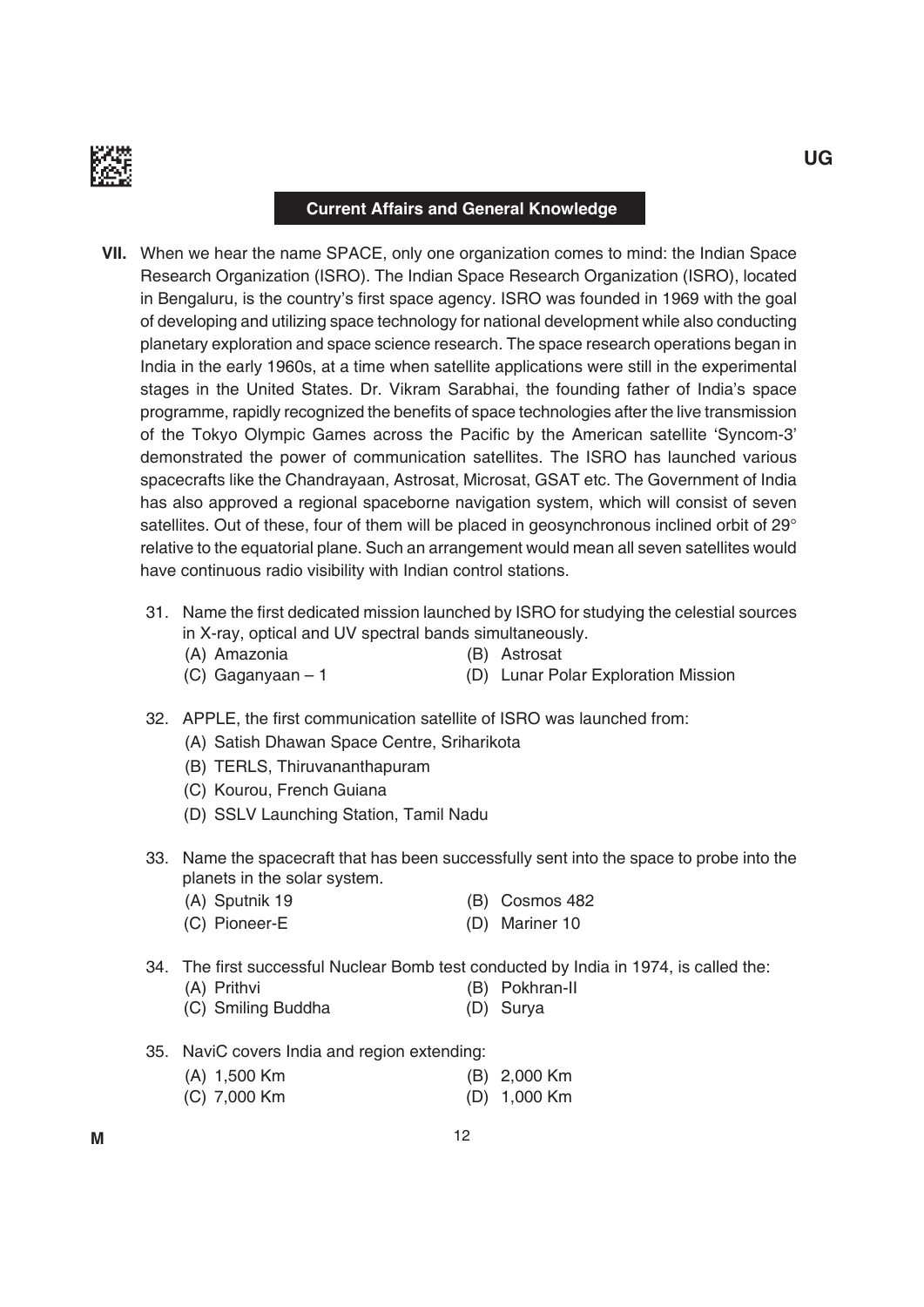## Current Affairs and General Knowledge

**VII.** When we hear the name SPACE, only one organization comes to mind: the Indian Space Research Organization (ISRO). The Indian Space Research Organization (ISRO), located in Bengaluru, is the country's first space agency. ISRO was founded in 1969 with the goal of developing and utilizing space technology for national development while also conducting planetary exploration and space science research. The space research operations began in India in the early 1960s, at a time when satellite applications were still in the experimental stages in the United States. Dr. Vikram Sarabhai, the founding father of India's space programme, rapidly recognized the benefits of space technologies after the live transmission of the Tokyo Olympic Games across the Pacific by the American satellite 'Syncom-3' demonstrated the power of communication satellites. The ISRO has launched various spacecrafts like the Chandrayaan, Astrosat, Microsat, GSAT etc. The Government of India has also approved a regional spaceborne navigation system, which will consist of seven satellites. Out of these, four of them will be placed in geosynchronous inclined orbit of 29° relative to the equatorial plane. Such an arrangement would mean all seven satellites would have continuous radio visibility with Indian control stations.

31. Name the first dedicated mission launched by ISRO for studying the celestial sources in X-ray, optical and UV spectral bands simultaneously.
    - (A) Amazonia
    - (B) Astrosat
    - (C) Gaganyaan – 1
    - (D) Lunar Polar Exploration Mission

32. APPLE, the first communication satellite of ISRO was launched from:
    - (A) Satish Dhawan Space Centre, Sriharikota
    - (B) TERLS, Thiruvananthapuram
    - (C) Kourou, French Guiana
    - (D) SSLV Launching Station, Tamil Nadu

33. Name the spacecraft that has been successfully sent into the space to probe into the planets in the solar system.
    - (A) Sputnik 19
    - (B) Cosmos 482
    - (C) Pioneer-E
    - (D) Mariner 10

34. The first successful Nuclear Bomb test conducted by India in 1974, is called the:
    - (A) Prithvi
    - (B) Pokhran-II
    - (C) Smiling Buddha
    - (D) Surya

35. NaviC covers India and region extending:
    - (A) 1,500 Km
    - (B) 2,000 Km
    - (C) 7,000 Km
    - (D) 1,000 Km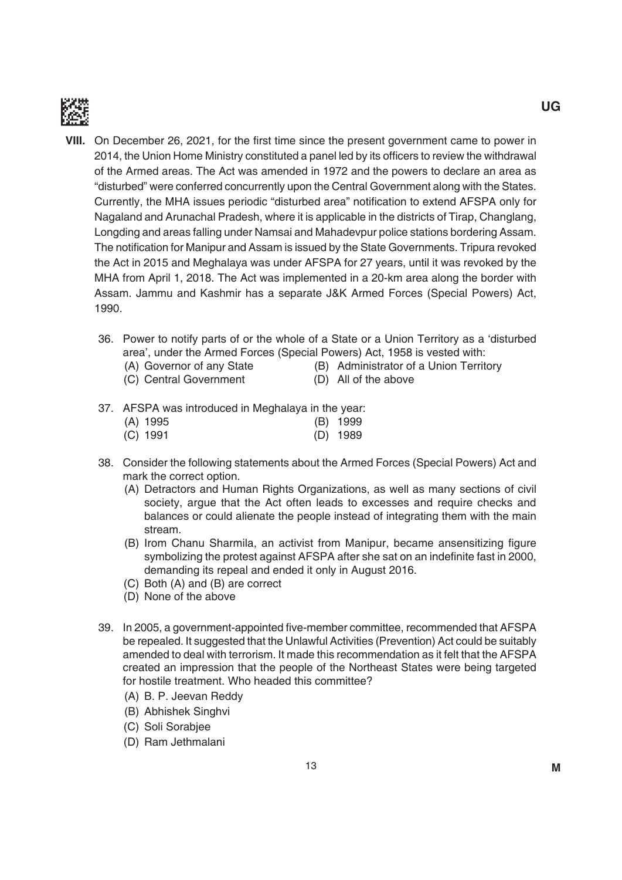**VIII.** On December 26, 2021, for the first time since the present government came to power in 2014, the Union Home Ministry constituted a panel led by its officers to review the withdrawal of the Armed areas. The Act was amended in 1972 and the powers to declare an area as "disturbed" were conferred concurrently upon the Central Government along with the States. Currently, the MHA issues periodic "disturbed area" notification to extend AFSPA only for Nagaland and Arunachal Pradesh, where it is applicable in the districts of Tirap, Changlang, Longding and areas falling under Namsai and Mahadevpur police stations bordering Assam. The notification for Manipur and Assam is issued by the State Governments. Tripura revoked the Act in 2015 and Meghalaya was under AFSPA for 27 years, until it was revoked by the MHA from April 1, 2018. The Act was implemented in a 20-km area along the border with Assam. Jammu and Kashmir has a separate J&K Armed Forces (Special Powers) Act, 1990.

36. Power to notify parts of or the whole of a State or a Union Territory as a 'disturbed area', under the Armed Forces (Special Powers) Act, 1958 is vested with:
   - (A) Governor of any State
   - (B) Administrator of a Union Territory
   - (C) Central Government
   - (D) All of the above

37. AFSPA was introduced in Meghalaya in the year:
   - (A) 1995
   - (B) 1999
   - (C) 1991
   - (D) 1989

38. Consider the following statements about the Armed Forces (Special Powers) Act and mark the correct option.
   - (A) Detractors and Human Rights Organizations, as well as many sections of civil society, argue that the Act often leads to excesses and require checks and balances or could alienate the people instead of integrating them with the main stream.
   - (B) Irom Chanu Sharmila, an activist from Manipur, became ansensitizing figure symbolizing the protest against AFSPA after she sat on an indefinite fast in 2000, demanding its repeal and ended it only in August 2016.
   - (C) Both (A) and (B) are correct
   - (D) None of the above

39. In 2005, a government-appointed five-member committee, recommended that AFSPA be repealed. It suggested that the Unlawful Activities (Prevention) Act could be suitably amended to deal with terrorism. It made this recommendation as it felt that the AFSPA created an impression that the people of the Northeast States were being targeted for hostile treatment. Who headed this committee?
   - (A) B. P. Jeevan Reddy
   - (B) Abhishek Singhvi
   - (C) Soli Sorabjee
   - (D) Ram Jethmalani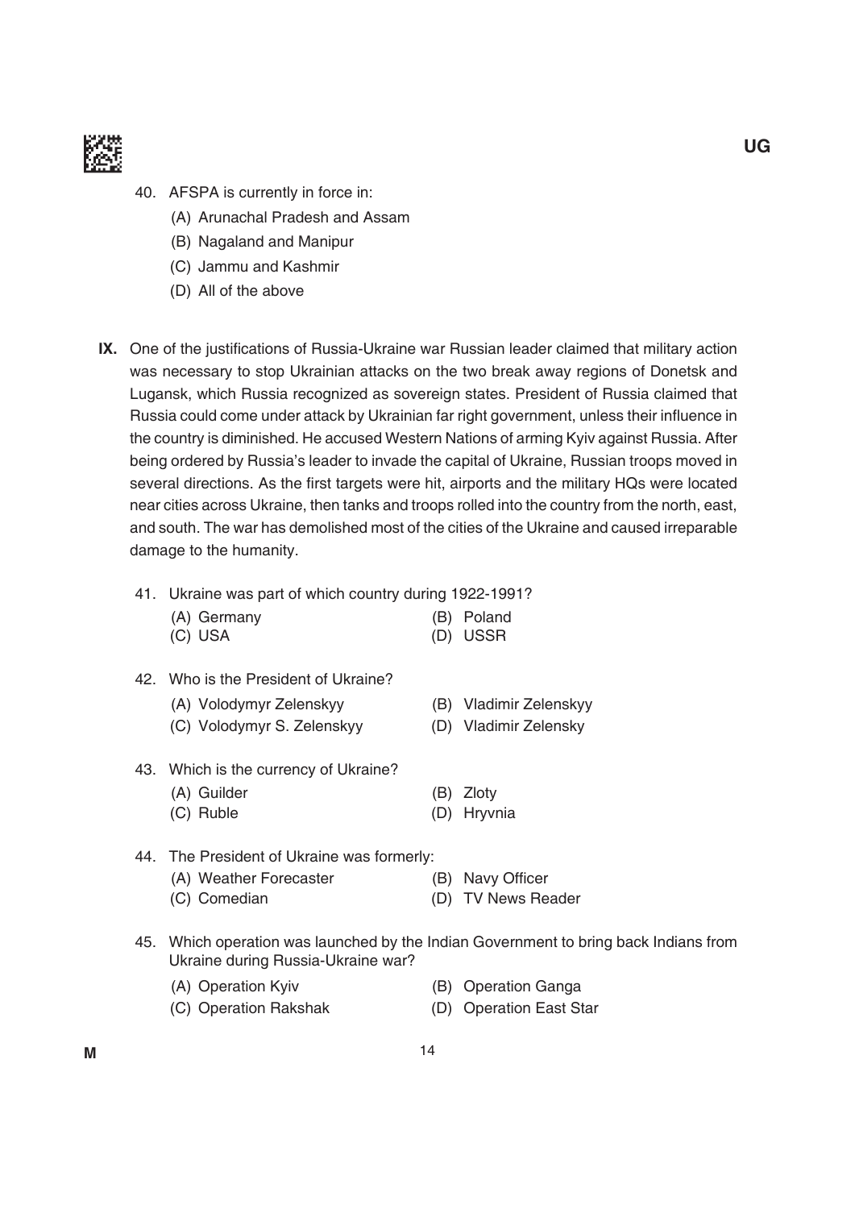40. AFSPA is currently in force in:
    (A) Arunachal Pradesh and Assam
    (B) Nagaland and Manipur
    (C) Jammu and Kashmir
    (D) All of the above

**IX.** One of the justifications of Russia-Ukraine war Russian leader claimed that military action was necessary to stop Ukrainian attacks on the two break away regions of Donetsk and Lugansk, which Russia recognized as sovereign states. President of Russia claimed that Russia could come under attack by Ukrainian far right government, unless their influence in the country is diminished. He accused Western Nations of arming Kyiv against Russia. After being ordered by Russia's leader to invade the capital of Ukraine, Russian troops moved in several directions. As the first targets were hit, airports and the military HQs were located near cities across Ukraine, then tanks and troops rolled into the country from the north, east, and south. The war has demolished most of the cities of the Ukraine and caused irreparable damage to the humanity.

41. Ukraine was part of which country during 1922-1991?
    (A) Germany
    (B) Poland
    (C) USA
    (D) USSR

42. Who is the President of Ukraine?
    (A) Volodymyr Zelenskyy
    (B) Vladimir Zelenskyy
    (C) Volodymyr S. Zelenskyy
    (D) Vladimir Zelensky

43. Which is the currency of Ukraine?
    (A) Guilder
    (B) Zloty
    (C) Ruble
    (D) Hryvnia

44. The President of Ukraine was formerly:
    (A) Weather Forecaster
    (B) Navy Officer
    (C) Comedian
    (D) TV News Reader

45. Which operation was launched by the Indian Government to bring back Indians from Ukraine during Russia-Ukraine war?
    (A) Operation Kyiv
    (B) Operation Ganga
    (C) Operation Rakshak
    (D) Operation East Star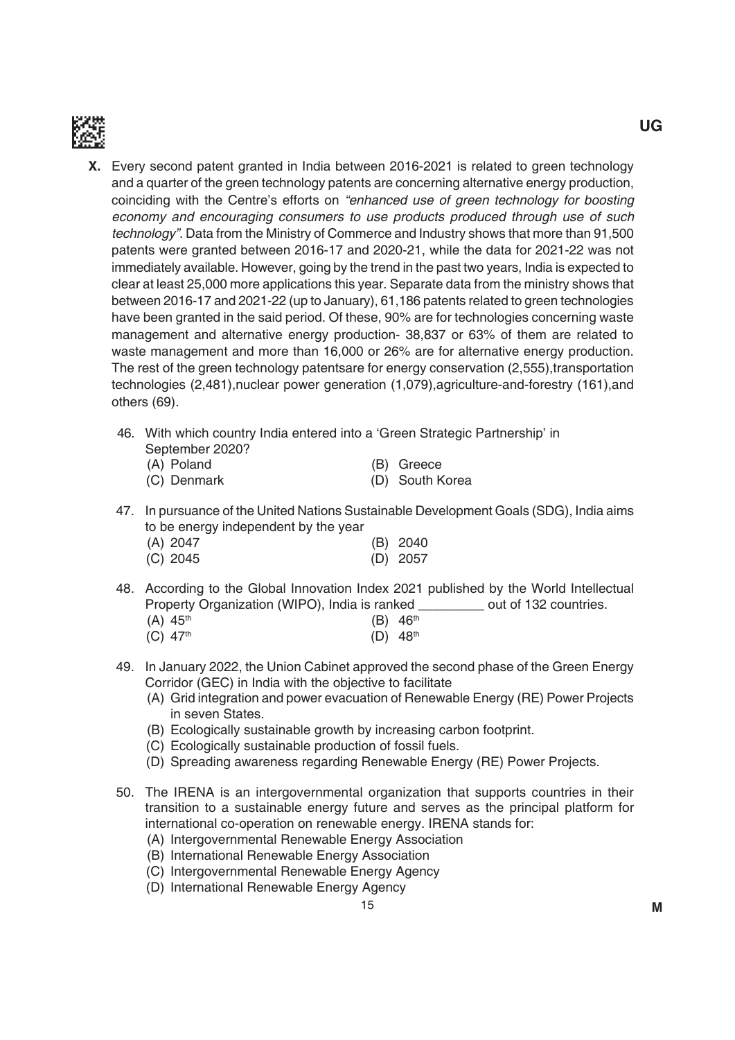**X.** Every second patent granted in India between 2016-2021 is related to green technology and a quarter of the green technology patents are concerning alternative energy production, coinciding with the Centre's efforts on *"enhanced use of green technology for boosting economy and encouraging consumers to use products produced through use of such technology"*. Data from the Ministry of Commerce and Industry shows that more than 91,500 patents were granted between 2016-17 and 2020-21, while the data for 2021-22 was not immediately available. However, going by the trend in the past two years, India is expected to clear at least 25,000 more applications this year. Separate data from the ministry shows that between 2016-17 and 2021-22 (up to January), 61,186 patents related to green technologies have been granted in the said period. Of these, 90% are for technologies concerning waste management and alternative energy production- 38,837 or 63% of them are related to waste management and more than 16,000 or 26% are for alternative energy production. The rest of the green technology patentsare for energy conservation (2,555),transportation technologies (2,481),nuclear power generation (1,079),agriculture-and-forestry (161),and others (69).

46. With which country India entered into a 'Green Strategic Partnership' in September 2020?
    (A) Poland
    (B) Greece
    (C) Denmark
    (D) South Korea

47. In pursuance of the United Nations Sustainable Development Goals (SDG), India aims to be energy independent by the year
    (A) 2047
    (B) 2040
    (C) 2045
    (D) 2057

48. According to the Global Innovation Index 2021 published by the World Intellectual Property Organization (WIPO), India is ranked _________ out of 132 countries.
    (A) 45th
    (B) 46th
    (C) 47th
    (D) 48th

49. In January 2022, the Union Cabinet approved the second phase of the Green Energy Corridor (GEC) in India with the objective to facilitate
    (A) Grid integration and power evacuation of Renewable Energy (RE) Power Projects in seven States.
    (B) Ecologically sustainable growth by increasing carbon footprint.
    (C) Ecologically sustainable production of fossil fuels.
    (D) Spreading awareness regarding Renewable Energy (RE) Power Projects.

50. The IRENA is an intergovernmental organization that supports countries in their transition to a sustainable energy future and serves as the principal platform for international co-operation on renewable energy. IRENA stands for:
    (A) Intergovernmental Renewable Energy Association
    (B) International Renewable Energy Association
    (C) Intergovernmental Renewable Energy Agency
    (D) International Renewable Energy Agency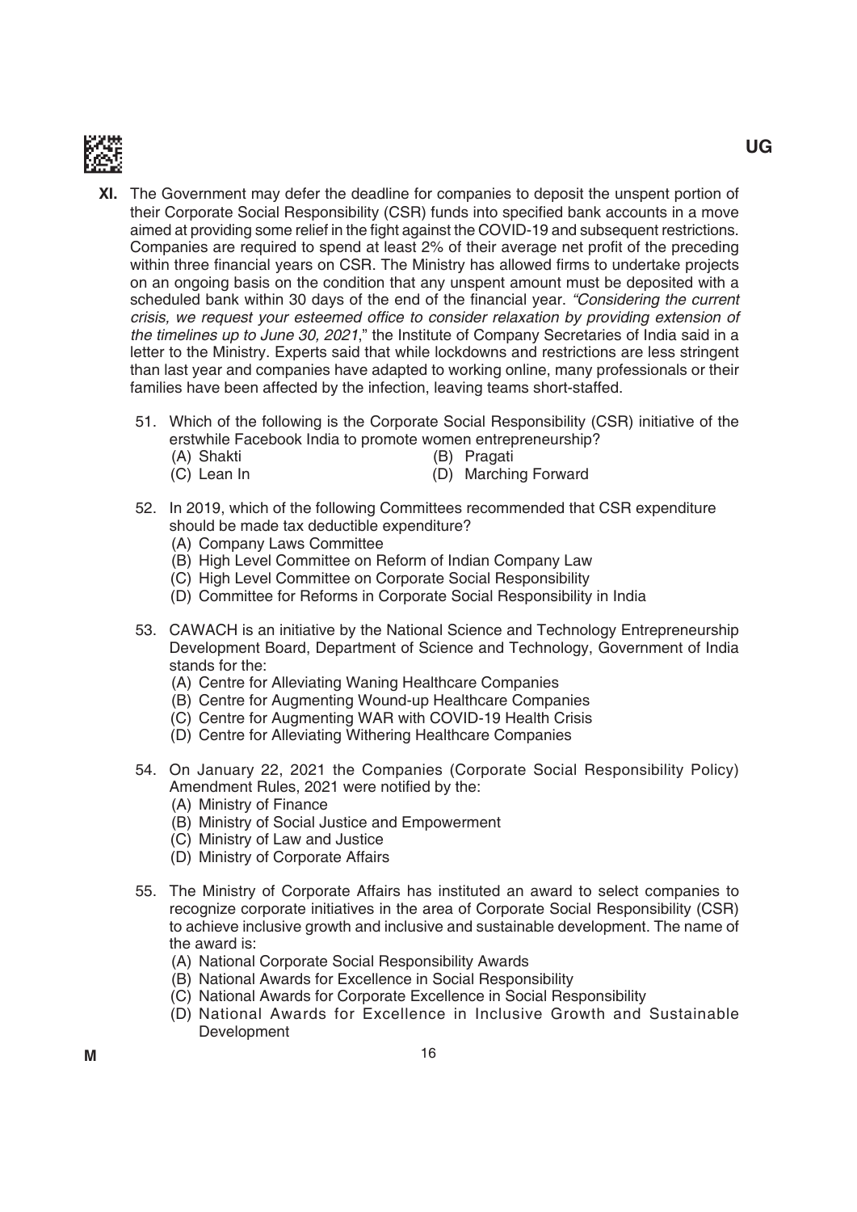**XI.** The Government may defer the deadline for companies to deposit the unspent portion of their Corporate Social Responsibility (CSR) funds into specified bank accounts in a move aimed at providing some relief in the fight against the COVID-19 and subsequent restrictions. Companies are required to spend at least 2% of their average net profit of the preceding within three financial years on CSR. The Ministry has allowed firms to undertake projects on an ongoing basis on the condition that any unspent amount must be deposited with a scheduled bank within 30 days of the end of the financial year. *"Considering the current crisis, we request your esteemed office to consider relaxation by providing extension of the timelines up to June 30, 2021*," the Institute of Company Secretaries of India said in a letter to the Ministry. Experts said that while lockdowns and restrictions are less stringent than last year and companies have adapted to working online, many professionals or their families have been affected by the infection, leaving teams short-staffed.

51. Which of the following is the Corporate Social Responsibility (CSR) initiative of the erstwhile Facebook India to promote women entrepreneurship?
    - (A) Shakti
    - (B) Pragati
    - (C) Lean In
    - (D) Marching Forward

52. In 2019, which of the following Committees recommended that CSR expenditure should be made tax deductible expenditure?
    - (A) Company Laws Committee
    - (B) High Level Committee on Reform of Indian Company Law
    - (C) High Level Committee on Corporate Social Responsibility
    - (D) Committee for Reforms in Corporate Social Responsibility in India

53. CAWACH is an initiative by the National Science and Technology Entrepreneurship Development Board, Department of Science and Technology, Government of India stands for the:
    - (A) Centre for Alleviating Waning Healthcare Companies
    - (B) Centre for Augmenting Wound-up Healthcare Companies
    - (C) Centre for Augmenting WAR with COVID-19 Health Crisis
    - (D) Centre for Alleviating Withering Healthcare Companies

54. On January 22, 2021 the Companies (Corporate Social Responsibility Policy) Amendment Rules, 2021 were notified by the:
    - (A) Ministry of Finance
    - (B) Ministry of Social Justice and Empowerment
    - (C) Ministry of Law and Justice
    - (D) Ministry of Corporate Affairs

55. The Ministry of Corporate Affairs has instituted an award to select companies to recognize corporate initiatives in the area of Corporate Social Responsibility (CSR) to achieve inclusive growth and inclusive and sustainable development. The name of the award is:
    - (A) National Corporate Social Responsibility Awards
    - (B) National Awards for Excellence in Social Responsibility
    - (C) National Awards for Corporate Excellence in Social Responsibility
    - (D) National Awards for Excellence in Inclusive Growth and Sustainable Development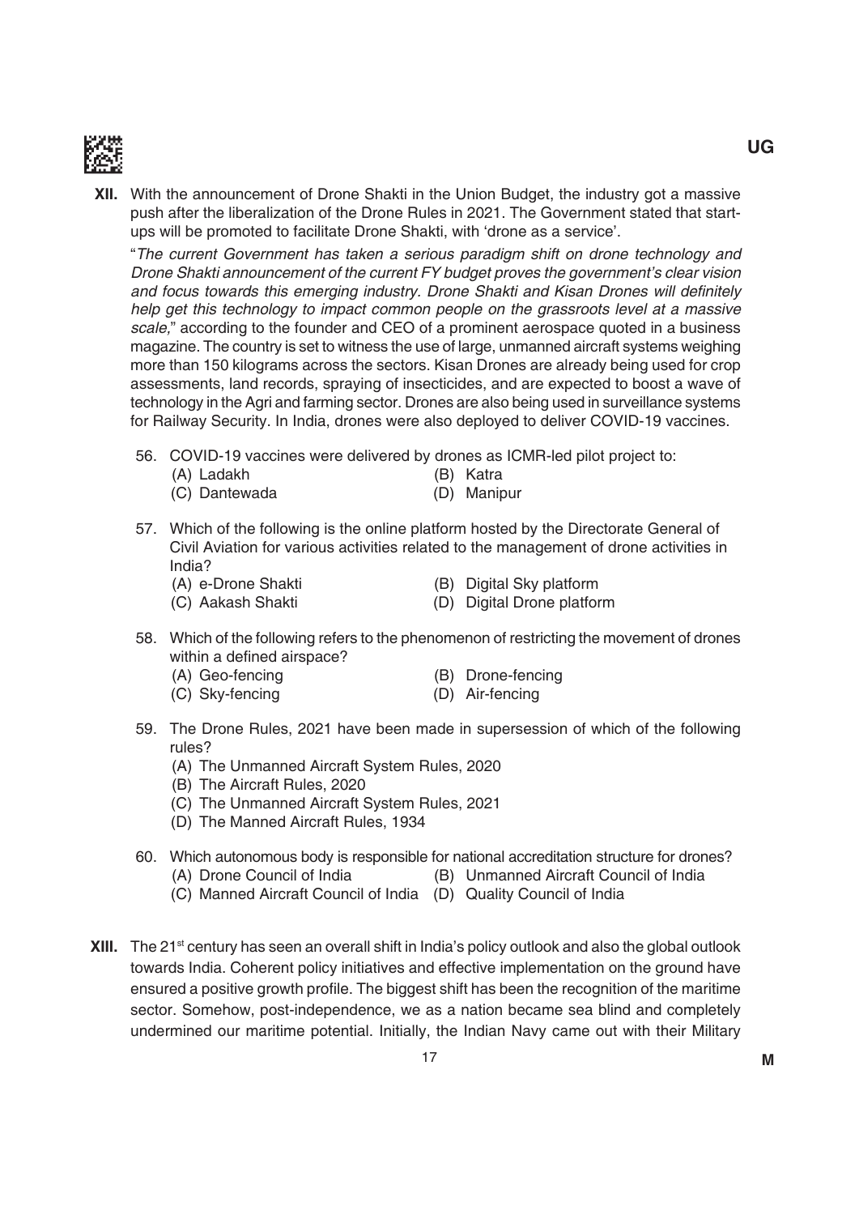**XII.** With the announcement of Drone Shakti in the Union Budget, the industry got a massive push after the liberalization of the Drone Rules in 2021. The Government stated that start-ups will be promoted to facilitate Drone Shakti, with 'drone as a service'.

"*The current Government has taken a serious paradigm shift on drone technology and Drone Shakti announcement of the current FY budget proves the government's clear vision and focus towards this emerging industry. Drone Shakti and Kisan Drones will definitely help get this technology to impact common people on the grassroots level at a massive scale,*" according to the founder and CEO of a prominent aerospace quoted in a business magazine. The country is set to witness the use of large, unmanned aircraft systems weighing more than 150 kilograms across the sectors. Kisan Drones are already being used for crop assessments, land records, spraying of insecticides, and are expected to boost a wave of technology in the Agri and farming sector. Drones are also being used in surveillance systems for Railway Security. In India, drones were also deployed to deliver COVID-19 vaccines.

56. COVID-19 vaccines were delivered by drones as ICMR-led pilot project to:
    - (A) Ladakh
    - (B) Katra
    - (C) Dantewada
    - (D) Manipur

57. Which of the following is the online platform hosted by the Directorate General of Civil Aviation for various activities related to the management of drone activities in India?
    - (A) e-Drone Shakti
    - (B) Digital Sky platform
    - (C) Aakash Shakti
    - (D) Digital Drone platform

58. Which of the following refers to the phenomenon of restricting the movement of drones within a defined airspace?
    - (A) Geo-fencing
    - (B) Drone-fencing
    - (C) Sky-fencing
    - (D) Air-fencing

59. The Drone Rules, 2021 have been made in supersession of which of the following rules?
    - (A) The Unmanned Aircraft System Rules, 2020
    - (B) The Aircraft Rules, 2020
    - (C) The Unmanned Aircraft System Rules, 2021
    - (D) The Manned Aircraft Rules, 1934

60. Which autonomous body is responsible for national accreditation structure for drones?
    - (A) Drone Council of India
    - (B) Unmanned Aircraft Council of India
    - (C) Manned Aircraft Council of India
    - (D) Quality Council of India

**XIII.** The 21st century has seen an overall shift in India's policy outlook and also the global outlook towards India. Coherent policy initiatives and effective implementation on the ground have ensured a positive growth profile. The biggest shift has been the recognition of the maritime sector. Somehow, post-independence, we as a nation became sea blind and completely undermined our maritime potential. Initially, the Indian Navy came out with their Military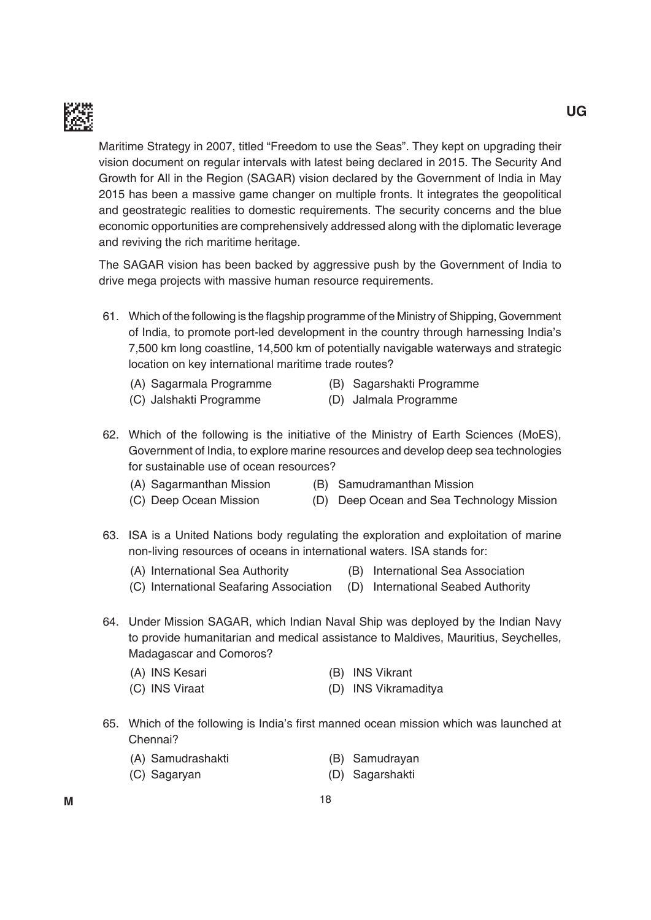Maritime Strategy in 2007, titled "Freedom to use the Seas". They kept on upgrading their vision document on regular intervals with latest being declared in 2015. The Security And Growth for All in the Region (SAGAR) vision declared by the Government of India in May 2015 has been a massive game changer on multiple fronts. It integrates the geopolitical and geostrategic realities to domestic requirements. The security concerns and the blue economic opportunities are comprehensively addressed along with the diplomatic leverage and reviving the rich maritime heritage.

The SAGAR vision has been backed by aggressive push by the Government of India to drive mega projects with massive human resource requirements.

61. Which of the following is the flagship programme of the Ministry of Shipping, Government of India, to promote port-led development in the country through harnessing India's 7,500 km long coastline, 14,500 km of potentially navigable waterways and strategic location on key international maritime trade routes?

    (A) Sagarmala Programme
    (B) Sagarshakti Programme
    (C) Jalshakti Programme
    (D) Jalmala Programme

62. Which of the following is the initiative of the Ministry of Earth Sciences (MoES), Government of India, to explore marine resources and develop deep sea technologies for sustainable use of ocean resources?

    (A) Sagarmanthan Mission
    (B) Samudramanthan Mission
    (C) Deep Ocean Mission
    (D) Deep Ocean and Sea Technology Mission

63. ISA is a United Nations body regulating the exploration and exploitation of marine non-living resources of oceans in international waters. ISA stands for:

    (A) International Sea Authority
    (B) International Sea Association
    (C) International Seafaring Association
    (D) International Seabed Authority

64. Under Mission SAGAR, which Indian Naval Ship was deployed by the Indian Navy to provide humanitarian and medical assistance to Maldives, Mauritius, Seychelles, Madagascar and Comoros?

    (A) INS Kesari
    (B) INS Vikrant
    (C) INS Viraat
    (D) INS Vikramaditya

65. Which of the following is India's first manned ocean mission which was launched at Chennai?

    (A) Samudrashakti
    (B) Samudrayan
    (C) Sagaryan
    (D) Sagarshakti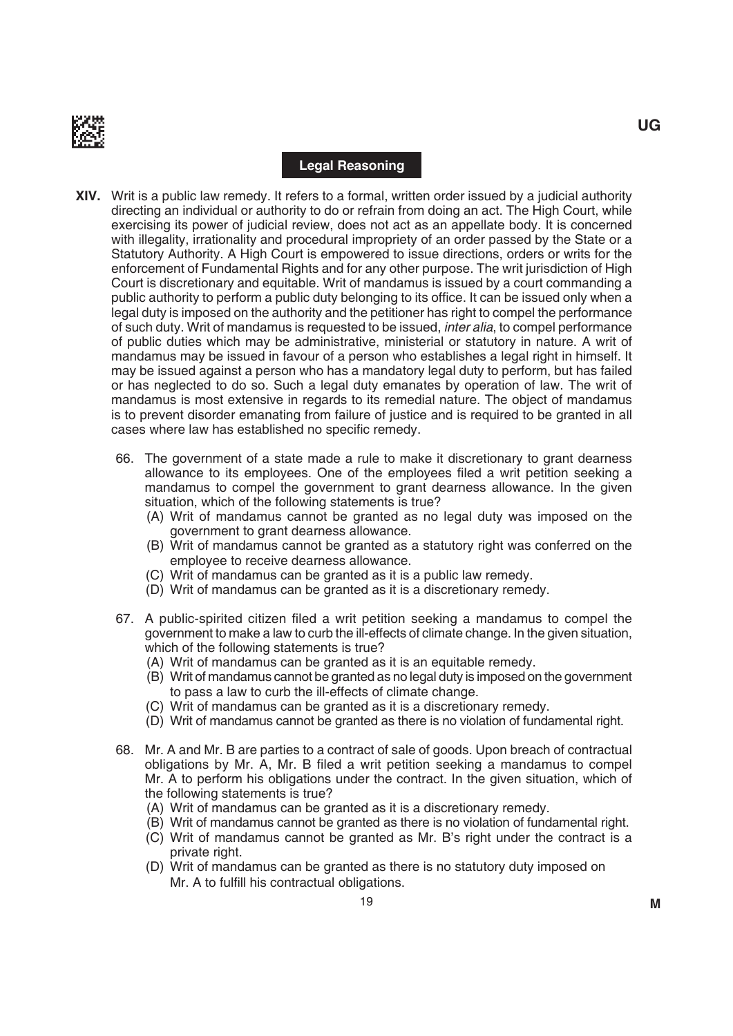## Legal Reasoning

**XIV.** Writ is a public law remedy. It refers to a formal, written order issued by a judicial authority directing an individual or authority to do or refrain from doing an act. The High Court, while exercising its power of judicial review, does not act as an appellate body. It is concerned with illegality, irrationality and procedural impropriety of an order passed by the State or a Statutory Authority. A High Court is empowered to issue directions, orders or writs for the enforcement of Fundamental Rights and for any other purpose. The writ jurisdiction of High Court is discretionary and equitable. Writ of mandamus is issued by a court commanding a public authority to perform a public duty belonging to its office. It can be issued only when a legal duty is imposed on the authority and the petitioner has right to compel the performance of such duty. Writ of mandamus is requested to be issued, *inter alia*, to compel performance of public duties which may be administrative, ministerial or statutory in nature. A writ of mandamus may be issued in favour of a person who establishes a legal right in himself. It may be issued against a person who has a mandatory legal duty to perform, but has failed or has neglected to do so. Such a legal duty emanates by operation of law. The writ of mandamus is most extensive in regards to its remedial nature. The object of mandamus is to prevent disorder emanating from failure of justice and is required to be granted in all cases where law has established no specific remedy.

66. The government of a state made a rule to make it discretionary to grant dearness allowance to its employees. One of the employees filed a writ petition seeking a mandamus to compel the government to grant dearness allowance. In the given situation, which of the following statements is true?
    - (A) Writ of mandamus cannot be granted as no legal duty was imposed on the government to grant dearness allowance.
    - (B) Writ of mandamus cannot be granted as a statutory right was conferred on the employee to receive dearness allowance.
    - (C) Writ of mandamus can be granted as it is a public law remedy.
    - (D) Writ of mandamus can be granted as it is a discretionary remedy.

67. A public-spirited citizen filed a writ petition seeking a mandamus to compel the government to make a law to curb the ill-effects of climate change. In the given situation, which of the following statements is true?
    - (A) Writ of mandamus can be granted as it is an equitable remedy.
    - (B) Writ of mandamus cannot be granted as no legal duty is imposed on the government to pass a law to curb the ill-effects of climate change.
    - (C) Writ of mandamus can be granted as it is a discretionary remedy.
    - (D) Writ of mandamus cannot be granted as there is no violation of fundamental right.

68. Mr. A and Mr. B are parties to a contract of sale of goods. Upon breach of contractual obligations by Mr. A, Mr. B filed a writ petition seeking a mandamus to compel Mr. A to perform his obligations under the contract. In the given situation, which of the following statements is true?
    - (A) Writ of mandamus can be granted as it is a discretionary remedy.
    - (B) Writ of mandamus cannot be granted as there is no violation of fundamental right.
    - (C) Writ of mandamus cannot be granted as Mr. B's right under the contract is a private right.
    - (D) Writ of mandamus can be granted as there is no statutory duty imposed on Mr. A to fulfill his contractual obligations.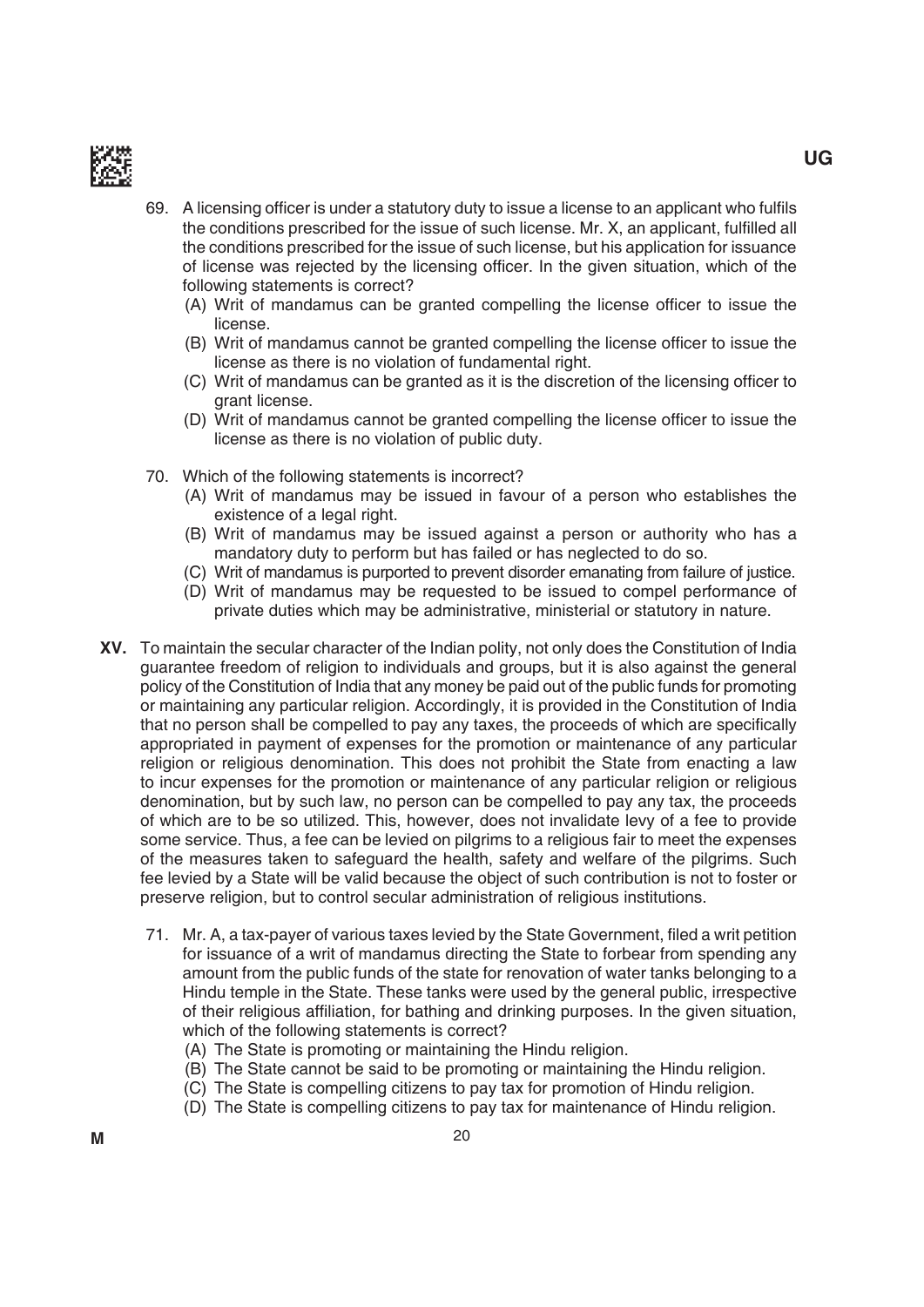69. A licensing officer is under a statutory duty to issue a license to an applicant who fulfils the conditions prescribed for the issue of such license. Mr. X, an applicant, fulfilled all the conditions prescribed for the issue of such license, but his application for issuance of license was rejected by the licensing officer. In the given situation, which of the following statements is correct?
    - (A) Writ of mandamus can be granted compelling the license officer to issue the license.
    - (B) Writ of mandamus cannot be granted compelling the license officer to issue the license as there is no violation of fundamental right.
    - (C) Writ of mandamus can be granted as it is the discretion of the licensing officer to grant license.
    - (D) Writ of mandamus cannot be granted compelling the license officer to issue the license as there is no violation of public duty.

70. Which of the following statements is incorrect?
    - (A) Writ of mandamus may be issued in favour of a person who establishes the existence of a legal right.
    - (B) Writ of mandamus may be issued against a person or authority who has a mandatory duty to perform but has failed or has neglected to do so.
    - (C) Writ of mandamus is purported to prevent disorder emanating from failure of justice.
    - (D) Writ of mandamus may be requested to be issued to compel performance of private duties which may be administrative, ministerial or statutory in nature.

**XV.** To maintain the secular character of the Indian polity, not only does the Constitution of India guarantee freedom of religion to individuals and groups, but it is also against the general policy of the Constitution of India that any money be paid out of the public funds for promoting or maintaining any particular religion. Accordingly, it is provided in the Constitution of India that no person shall be compelled to pay any taxes, the proceeds of which are specifically appropriated in payment of expenses for the promotion or maintenance of any particular religion or religious denomination. This does not prohibit the State from enacting a law to incur expenses for the promotion or maintenance of any particular religion or religious denomination, but by such law, no person can be compelled to pay any tax, the proceeds of which are to be so utilized. This, however, does not invalidate levy of a fee to provide some service. Thus, a fee can be levied on pilgrims to a religious fair to meet the expenses of the measures taken to safeguard the health, safety and welfare of the pilgrims. Such fee levied by a State will be valid because the object of such contribution is not to foster or preserve religion, but to control secular administration of religious institutions.

71. Mr. A, a tax-payer of various taxes levied by the State Government, filed a writ petition for issuance of a writ of mandamus directing the State to forbear from spending any amount from the public funds of the state for renovation of water tanks belonging to a Hindu temple in the State. These tanks were used by the general public, irrespective of their religious affiliation, for bathing and drinking purposes. In the given situation, which of the following statements is correct?
    - (A) The State is promoting or maintaining the Hindu religion.
    - (B) The State cannot be said to be promoting or maintaining the Hindu religion.
    - (C) The State is compelling citizens to pay tax for promotion of Hindu religion.
    - (D) The State is compelling citizens to pay tax for maintenance of Hindu religion.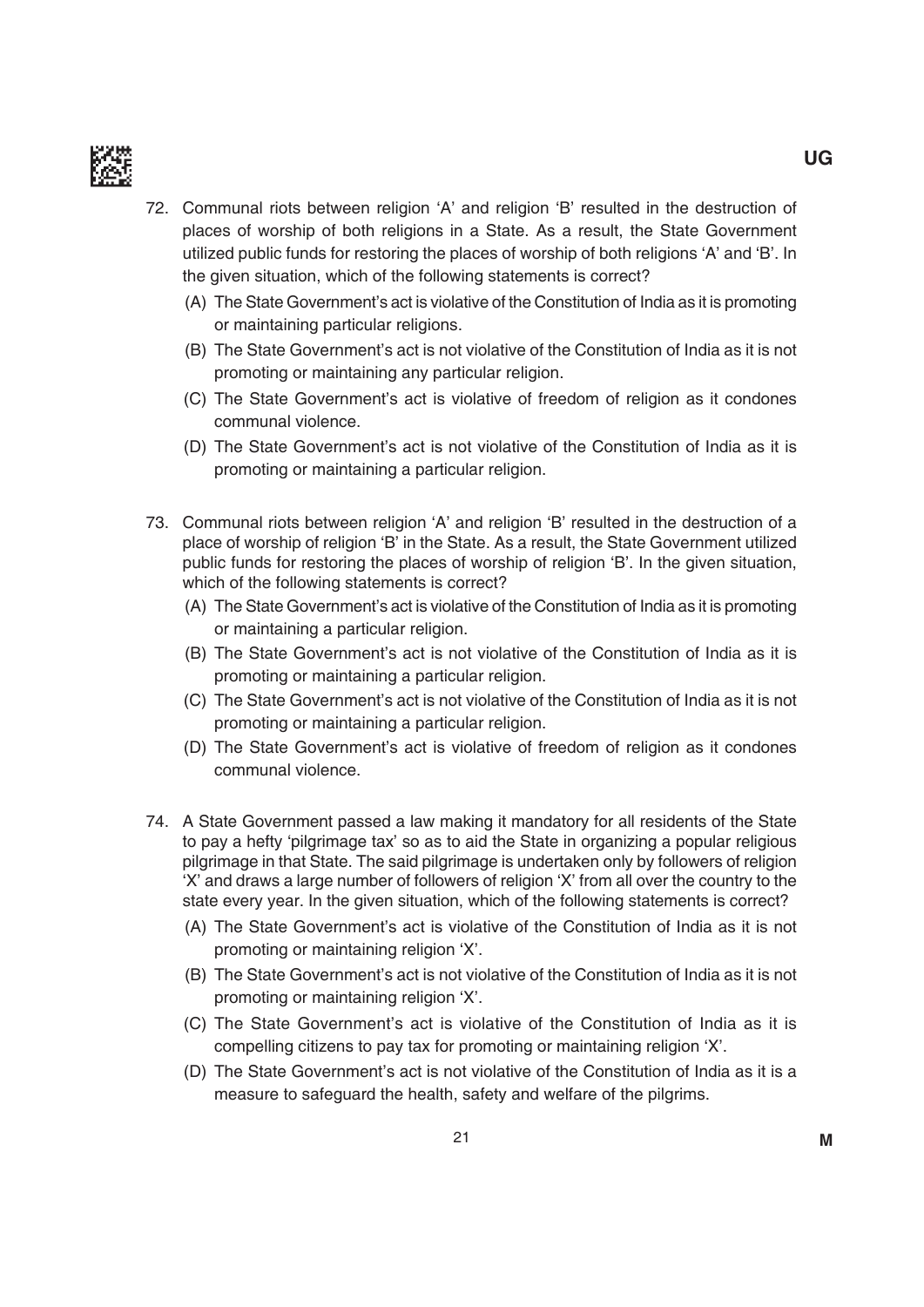72. Communal riots between religion 'A' and religion 'B' resulted in the destruction of places of worship of both religions in a State. As a result, the State Government utilized public funds for restoring the places of worship of both religions 'A' and 'B'. In the given situation, which of the following statements is correct?

    (A) The State Government's act is violative of the Constitution of India as it is promoting or maintaining particular religions.

    (B) The State Government's act is not violative of the Constitution of India as it is not promoting or maintaining any particular religion.

    (C) The State Government's act is violative of freedom of religion as it condones communal violence.

    (D) The State Government's act is not violative of the Constitution of India as it is promoting or maintaining a particular religion.

73. Communal riots between religion 'A' and religion 'B' resulted in the destruction of a place of worship of religion 'B' in the State. As a result, the State Government utilized public funds for restoring the places of worship of religion 'B'. In the given situation, which of the following statements is correct?

    (A) The State Government's act is violative of the Constitution of India as it is promoting or maintaining a particular religion.

    (B) The State Government's act is not violative of the Constitution of India as it is promoting or maintaining a particular religion.

    (C) The State Government's act is not violative of the Constitution of India as it is not promoting or maintaining a particular religion.

    (D) The State Government's act is violative of freedom of religion as it condones communal violence.

74. A State Government passed a law making it mandatory for all residents of the State to pay a hefty 'pilgrimage tax' so as to aid the State in organizing a popular religious pilgrimage in that State. The said pilgrimage is undertaken only by followers of religion 'X' and draws a large number of followers of religion 'X' from all over the country to the state every year. In the given situation, which of the following statements is correct?

    (A) The State Government's act is violative of the Constitution of India as it is not promoting or maintaining religion 'X'.

    (B) The State Government's act is not violative of the Constitution of India as it is not promoting or maintaining religion 'X'.

    (C) The State Government's act is violative of the Constitution of India as it is compelling citizens to pay tax for promoting or maintaining religion 'X'.

    (D) The State Government's act is not violative of the Constitution of India as it is a measure to safeguard the health, safety and welfare of the pilgrims.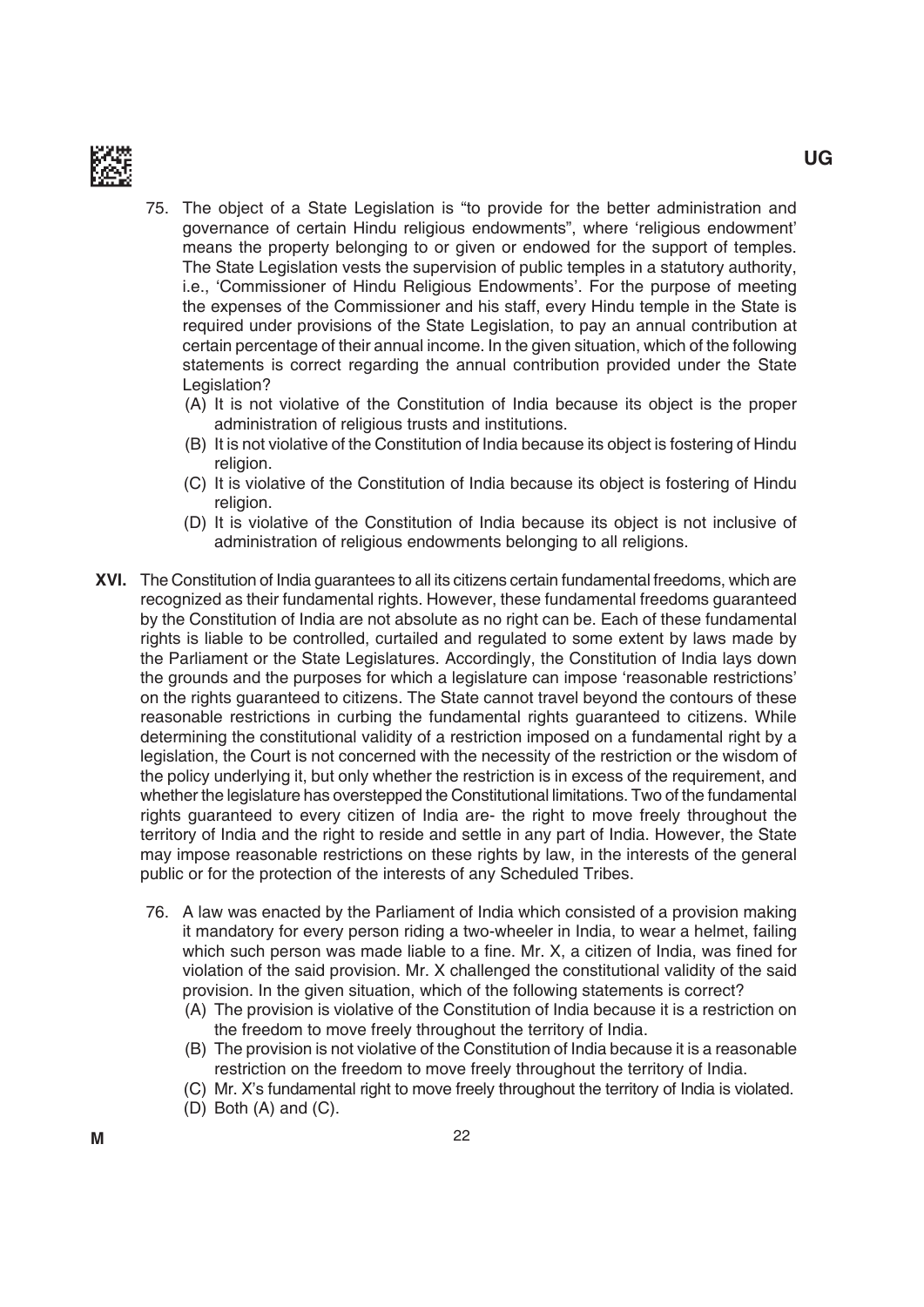75. The object of a State Legislation is "to provide for the better administration and governance of certain Hindu religious endowments", where 'religious endowment' means the property belonging to or given or endowed for the support of temples. The State Legislation vests the supervision of public temples in a statutory authority, i.e., 'Commissioner of Hindu Religious Endowments'. For the purpose of meeting the expenses of the Commissioner and his staff, every Hindu temple in the State is required under provisions of the State Legislation, to pay an annual contribution at certain percentage of their annual income. In the given situation, which of the following statements is correct regarding the annual contribution provided under the State Legislation?

(A) It is not violative of the Constitution of India because its object is the proper administration of religious trusts and institutions.

(B) It is not violative of the Constitution of India because its object is fostering of Hindu religion.

(C) It is violative of the Constitution of India because its object is fostering of Hindu religion.

(D) It is violative of the Constitution of India because its object is not inclusive of administration of religious endowments belonging to all religions.

**XVI.** The Constitution of India guarantees to all its citizens certain fundamental freedoms, which are recognized as their fundamental rights. However, these fundamental freedoms guaranteed by the Constitution of India are not absolute as no right can be. Each of these fundamental rights is liable to be controlled, curtailed and regulated to some extent by laws made by the Parliament or the State Legislatures. Accordingly, the Constitution of India lays down the grounds and the purposes for which a legislature can impose 'reasonable restrictions' on the rights guaranteed to citizens. The State cannot travel beyond the contours of these reasonable restrictions in curbing the fundamental rights guaranteed to citizens. While determining the constitutional validity of a restriction imposed on a fundamental right by a legislation, the Court is not concerned with the necessity of the restriction or the wisdom of the policy underlying it, but only whether the restriction is in excess of the requirement, and whether the legislature has overstepped the Constitutional limitations. Two of the fundamental rights guaranteed to every citizen of India are- the right to move freely throughout the territory of India and the right to reside and settle in any part of India. However, the State may impose reasonable restrictions on these rights by law, in the interests of the general public or for the protection of the interests of any Scheduled Tribes.

76. A law was enacted by the Parliament of India which consisted of a provision making it mandatory for every person riding a two-wheeler in India, to wear a helmet, failing which such person was made liable to a fine. Mr. X, a citizen of India, was fined for violation of the said provision. Mr. X challenged the constitutional validity of the said provision. In the given situation, which of the following statements is correct?

(A) The provision is violative of the Constitution of India because it is a restriction on the freedom to move freely throughout the territory of India.

(B) The provision is not violative of the Constitution of India because it is a reasonable restriction on the freedom to move freely throughout the territory of India.

(C) Mr. X's fundamental right to move freely throughout the territory of India is violated.

(D) Both (A) and (C).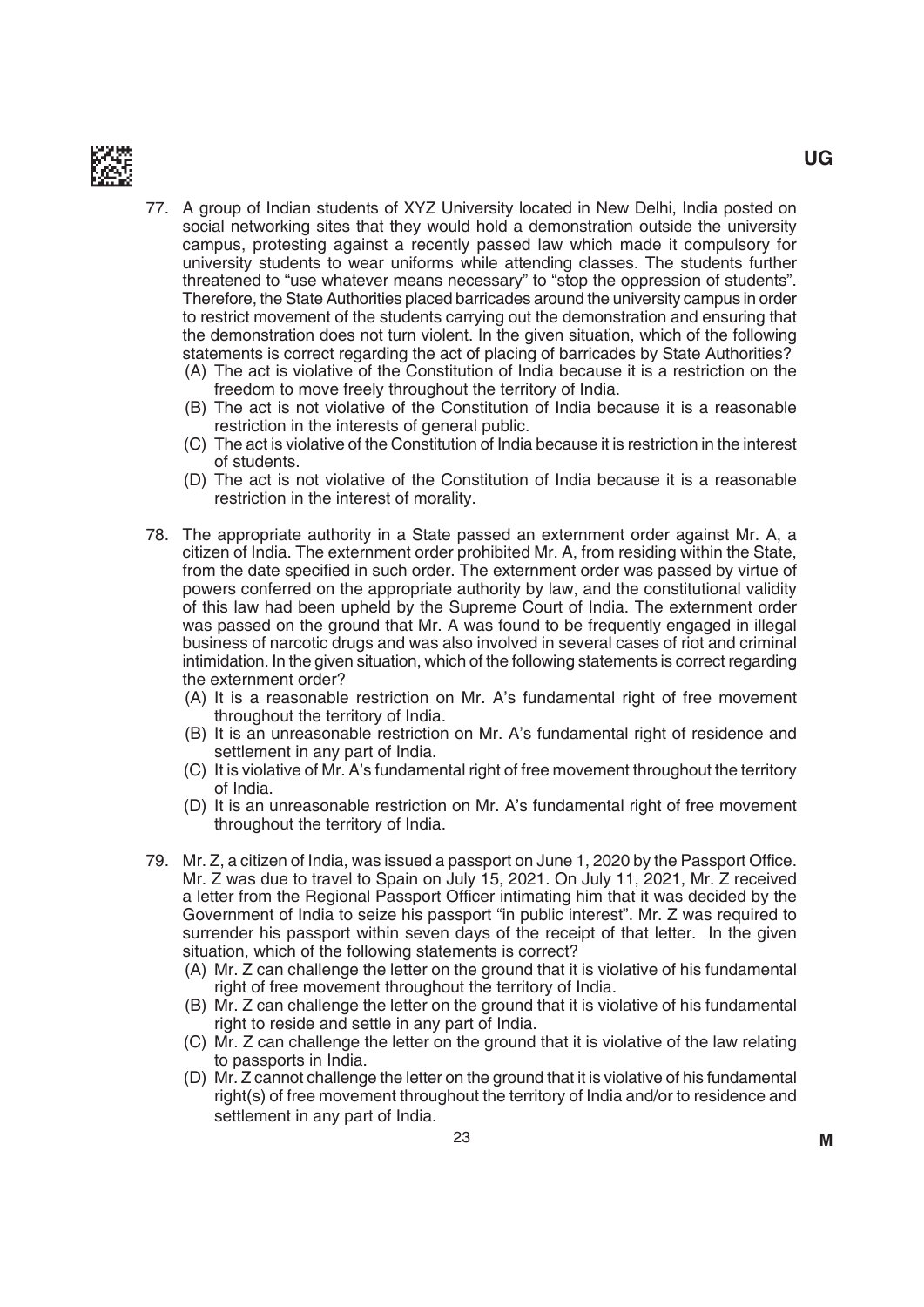77. A group of Indian students of XYZ University located in New Delhi, India posted on social networking sites that they would hold a demonstration outside the university campus, protesting against a recently passed law which made it compulsory for university students to wear uniforms while attending classes. The students further threatened to "use whatever means necessary" to "stop the oppression of students". Therefore, the State Authorities placed barricades around the university campus in order to restrict movement of the students carrying out the demonstration and ensuring that the demonstration does not turn violent. In the given situation, which of the following statements is correct regarding the act of placing of barricades by State Authorities?
    - (A) The act is violative of the Constitution of India because it is a restriction on the freedom to move freely throughout the territory of India.
    - (B) The act is not violative of the Constitution of India because it is a reasonable restriction in the interests of general public.
    - (C) The act is violative of the Constitution of India because it is restriction in the interest of students.
    - (D) The act is not violative of the Constitution of India because it is a reasonable restriction in the interest of morality.

78. The appropriate authority in a State passed an externment order against Mr. A, a citizen of India. The externment order prohibited Mr. A, from residing within the State, from the date specified in such order. The externment order was passed by virtue of powers conferred on the appropriate authority by law, and the constitutional validity of this law had been upheld by the Supreme Court of India. The externment order was passed on the ground that Mr. A was found to be frequently engaged in illegal business of narcotic drugs and was also involved in several cases of riot and criminal intimidation. In the given situation, which of the following statements is correct regarding the externment order?
    - (A) It is a reasonable restriction on Mr. A's fundamental right of free movement throughout the territory of India.
    - (B) It is an unreasonable restriction on Mr. A's fundamental right of residence and settlement in any part of India.
    - (C) It is violative of Mr. A's fundamental right of free movement throughout the territory of India.
    - (D) It is an unreasonable restriction on Mr. A's fundamental right of free movement throughout the territory of India.

79. Mr. Z, a citizen of India, was issued a passport on June 1, 2020 by the Passport Office. Mr. Z was due to travel to Spain on July 15, 2021. On July 11, 2021, Mr. Z received a letter from the Regional Passport Officer intimating him that it was decided by the Government of India to seize his passport "in public interest". Mr. Z was required to surrender his passport within seven days of the receipt of that letter. In the given situation, which of the following statements is correct?
    - (A) Mr. Z can challenge the letter on the ground that it is violative of his fundamental right of free movement throughout the territory of India.
    - (B) Mr. Z can challenge the letter on the ground that it is violative of his fundamental right to reside and settle in any part of India.
    - (C) Mr. Z can challenge the letter on the ground that it is violative of the law relating to passports in India.
    - (D) Mr. Z cannot challenge the letter on the ground that it is violative of his fundamental right(s) of free movement throughout the territory of India and/or to residence and settlement in any part of India.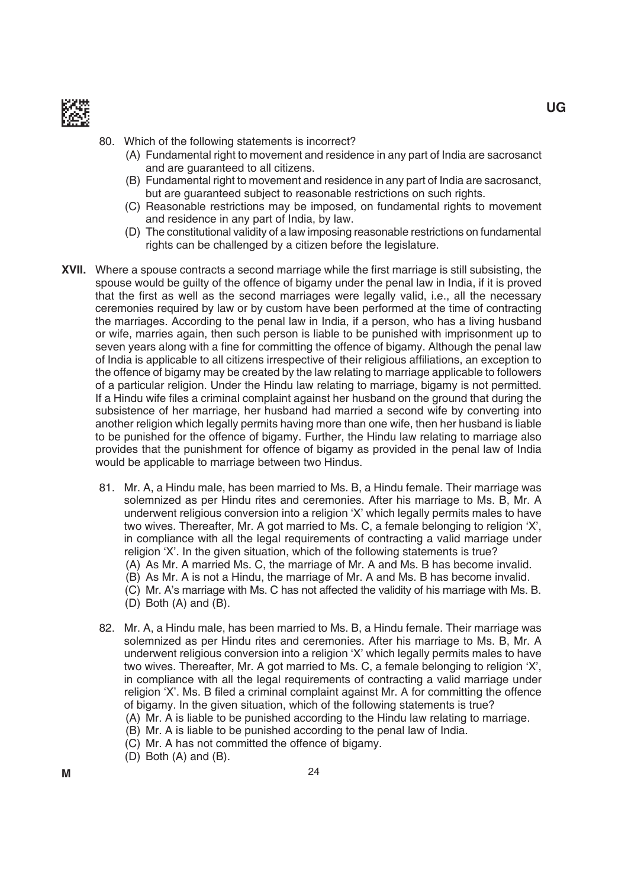80. Which of the following statements is incorrect?
    (A) Fundamental right to movement and residence in any part of India are sacrosanct and are guaranteed to all citizens.
    (B) Fundamental right to movement and residence in any part of India are sacrosanct, but are guaranteed subject to reasonable restrictions on such rights.
    (C) Reasonable restrictions may be imposed, on fundamental rights to movement and residence in any part of India, by law.
    (D) The constitutional validity of a law imposing reasonable restrictions on fundamental rights can be challenged by a citizen before the legislature.

**XVII.** Where a spouse contracts a second marriage while the first marriage is still subsisting, the spouse would be guilty of the offence of bigamy under the penal law in India, if it is proved that the first as well as the second marriages were legally valid, i.e., all the necessary ceremonies required by law or by custom have been performed at the time of contracting the marriages. According to the penal law in India, if a person, who has a living husband or wife, marries again, then such person is liable to be punished with imprisonment up to seven years along with a fine for committing the offence of bigamy. Although the penal law of India is applicable to all citizens irrespective of their religious affiliations, an exception to the offence of bigamy may be created by the law relating to marriage applicable to followers of a particular religion. Under the Hindu law relating to marriage, bigamy is not permitted. If a Hindu wife files a criminal complaint against her husband on the ground that during the subsistence of her marriage, her husband had married a second wife by converting into another religion which legally permits having more than one wife, then her husband is liable to be punished for the offence of bigamy. Further, the Hindu law relating to marriage also provides that the punishment for offence of bigamy as provided in the penal law of India would be applicable to marriage between two Hindus.

81. Mr. A, a Hindu male, has been married to Ms. B, a Hindu female. Their marriage was solemnized as per Hindu rites and ceremonies. After his marriage to Ms. B, Mr. A underwent religious conversion into a religion 'X' which legally permits males to have two wives. Thereafter, Mr. A got married to Ms. C, a female belonging to religion 'X', in compliance with all the legal requirements of contracting a valid marriage under religion 'X'. In the given situation, which of the following statements is true?
    (A) As Mr. A married Ms. C, the marriage of Mr. A and Ms. B has become invalid.
    (B) As Mr. A is not a Hindu, the marriage of Mr. A and Ms. B has become invalid.
    (C) Mr. A's marriage with Ms. C has not affected the validity of his marriage with Ms. B.
    (D) Both (A) and (B).

82. Mr. A, a Hindu male, has been married to Ms. B, a Hindu female. Their marriage was solemnized as per Hindu rites and ceremonies. After his marriage to Ms. B, Mr. A underwent religious conversion into a religion 'X' which legally permits males to have two wives. Thereafter, Mr. A got married to Ms. C, a female belonging to religion 'X', in compliance with all the legal requirements of contracting a valid marriage under religion 'X'. Ms. B filed a criminal complaint against Mr. A for committing the offence of bigamy. In the given situation, which of the following statements is true?
    (A) Mr. A is liable to be punished according to the Hindu law relating to marriage.
    (B) Mr. A is liable to be punished according to the penal law of India.
    (C) Mr. A has not committed the offence of bigamy.
    (D) Both (A) and (B).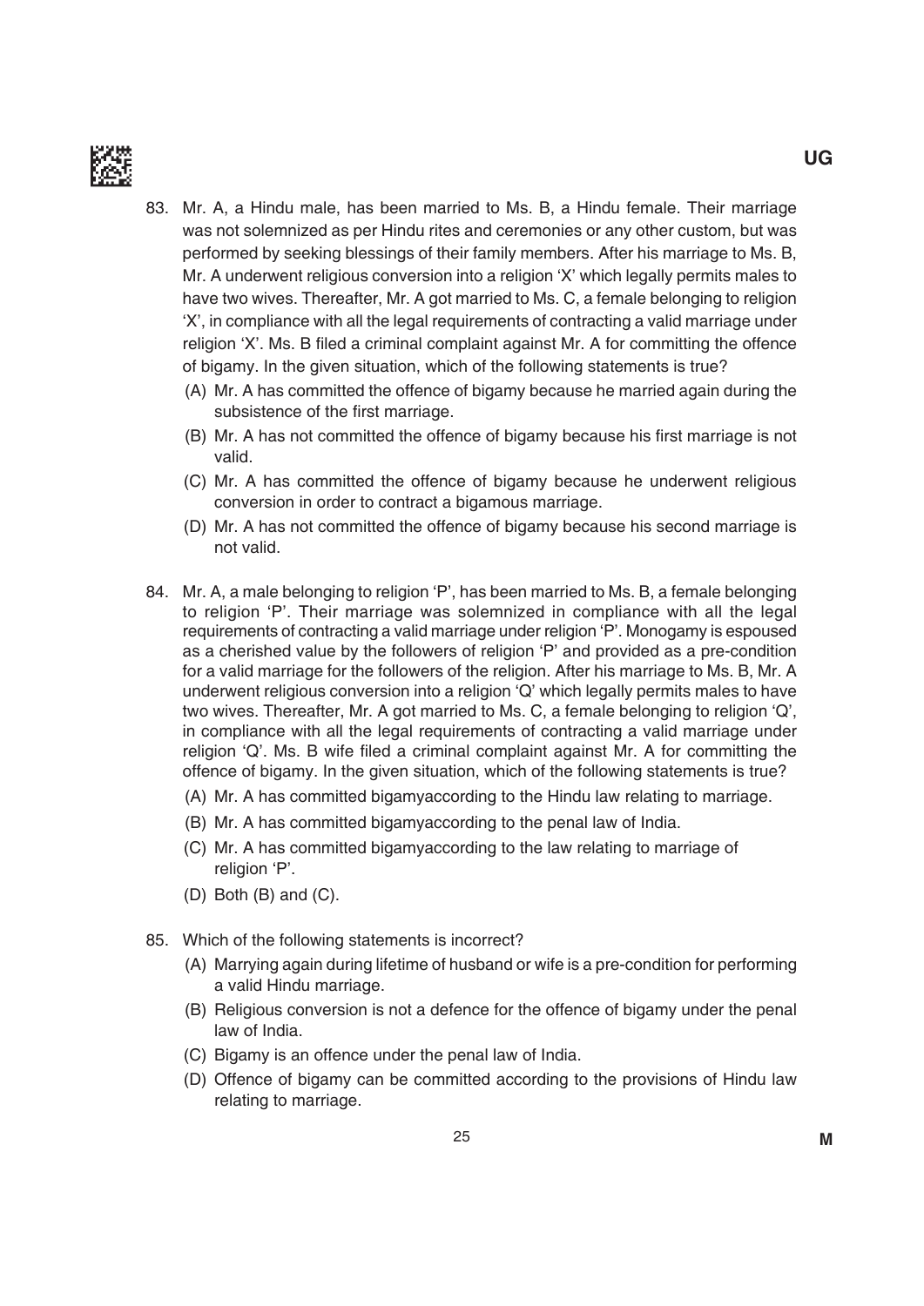83. Mr. A, a Hindu male, has been married to Ms. B, a Hindu female. Their marriage was not solemnized as per Hindu rites and ceremonies or any other custom, but was performed by seeking blessings of their family members. After his marriage to Ms. B, Mr. A underwent religious conversion into a religion 'X' which legally permits males to have two wives. Thereafter, Mr. A got married to Ms. C, a female belonging to religion 'X', in compliance with all the legal requirements of contracting a valid marriage under religion 'X'. Ms. B filed a criminal complaint against Mr. A for committing the offence of bigamy. In the given situation, which of the following statements is true?

   (A) Mr. A has committed the offence of bigamy because he married again during the subsistence of the first marriage.

   (B) Mr. A has not committed the offence of bigamy because his first marriage is not valid.

   (C) Mr. A has committed the offence of bigamy because he underwent religious conversion in order to contract a bigamous marriage.

   (D) Mr. A has not committed the offence of bigamy because his second marriage is not valid.

84. Mr. A, a male belonging to religion 'P', has been married to Ms. B, a female belonging to religion 'P'. Their marriage was solemnized in compliance with all the legal requirements of contracting a valid marriage under religion 'P'. Monogamy is espoused as a cherished value by the followers of religion 'P' and provided as a pre-condition for a valid marriage for the followers of the religion. After his marriage to Ms. B, Mr. A underwent religious conversion into a religion 'Q' which legally permits males to have two wives. Thereafter, Mr. A got married to Ms. C, a female belonging to religion 'Q', in compliance with all the legal requirements of contracting a valid marriage under religion 'Q'. Ms. B wife filed a criminal complaint against Mr. A for committing the offence of bigamy. In the given situation, which of the following statements is true?

   (A) Mr. A has committed bigamyaccording to the Hindu law relating to marriage.

   (B) Mr. A has committed bigamyaccording to the penal law of India.

   (C) Mr. A has committed bigamyaccording to the law relating to marriage of religion 'P'.

   (D) Both (B) and (C).

85. Which of the following statements is incorrect?

   (A) Marrying again during lifetime of husband or wife is a pre-condition for performing a valid Hindu marriage.

   (B) Religious conversion is not a defence for the offence of bigamy under the penal law of India.

   (C) Bigamy is an offence under the penal law of India.

   (D) Offence of bigamy can be committed according to the provisions of Hindu law relating to marriage.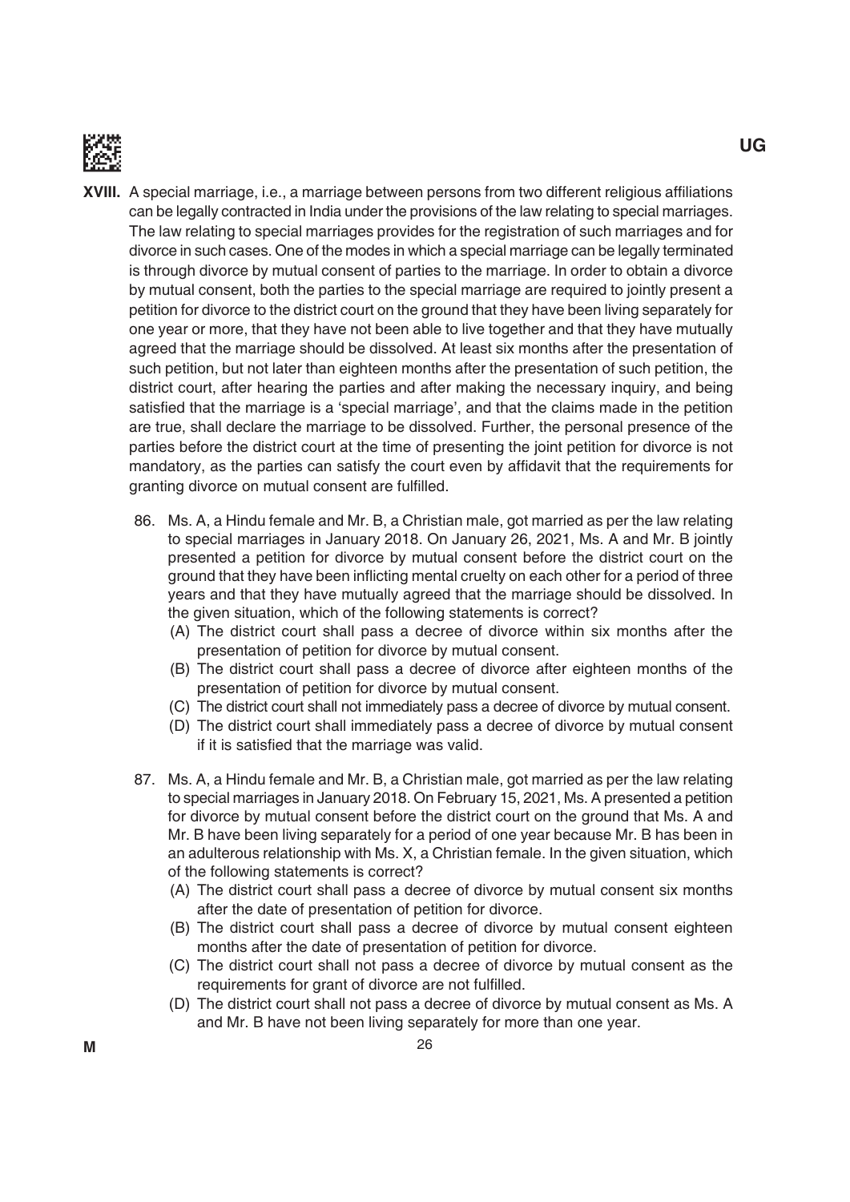**XVIII.** A special marriage, i.e., a marriage between persons from two different religious affiliations can be legally contracted in India under the provisions of the law relating to special marriages. The law relating to special marriages provides for the registration of such marriages and for divorce in such cases. One of the modes in which a special marriage can be legally terminated is through divorce by mutual consent of parties to the marriage. In order to obtain a divorce by mutual consent, both the parties to the special marriage are required to jointly present a petition for divorce to the district court on the ground that they have been living separately for one year or more, that they have not been able to live together and that they have mutually agreed that the marriage should be dissolved. At least six months after the presentation of such petition, but not later than eighteen months after the presentation of such petition, the district court, after hearing the parties and after making the necessary inquiry, and being satisfied that the marriage is a 'special marriage', and that the claims made in the petition are true, shall declare the marriage to be dissolved. Further, the personal presence of the parties before the district court at the time of presenting the joint petition for divorce is not mandatory, as the parties can satisfy the court even by affidavit that the requirements for granting divorce on mutual consent are fulfilled.

86. Ms. A, a Hindu female and Mr. B, a Christian male, got married as per the law relating to special marriages in January 2018. On January 26, 2021, Ms. A and Mr. B jointly presented a petition for divorce by mutual consent before the district court on the ground that they have been inflicting mental cruelty on each other for a period of three years and that they have mutually agreed that the marriage should be dissolved. In the given situation, which of the following statements is correct?
   - (A) The district court shall pass a decree of divorce within six months after the presentation of petition for divorce by mutual consent.
   - (B) The district court shall pass a decree of divorce after eighteen months of the presentation of petition for divorce by mutual consent.
   - (C) The district court shall not immediately pass a decree of divorce by mutual consent.
   - (D) The district court shall immediately pass a decree of divorce by mutual consent if it is satisfied that the marriage was valid.

87. Ms. A, a Hindu female and Mr. B, a Christian male, got married as per the law relating to special marriages in January 2018. On February 15, 2021, Ms. A presented a petition for divorce by mutual consent before the district court on the ground that Ms. A and Mr. B have been living separately for a period of one year because Mr. B has been in an adulterous relationship with Ms. X, a Christian female. In the given situation, which of the following statements is correct?
   - (A) The district court shall pass a decree of divorce by mutual consent six months after the date of presentation of petition for divorce.
   - (B) The district court shall pass a decree of divorce by mutual consent eighteen months after the date of presentation of petition for divorce.
   - (C) The district court shall not pass a decree of divorce by mutual consent as the requirements for grant of divorce are not fulfilled.
   - (D) The district court shall not pass a decree of divorce by mutual consent as Ms. A and Mr. B have not been living separately for more than one year.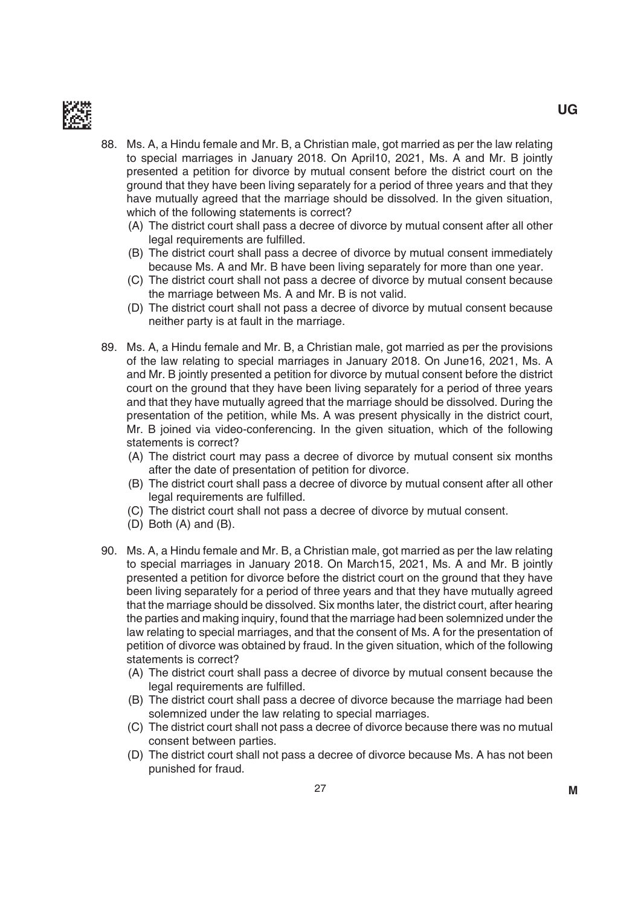88. Ms. A, a Hindu female and Mr. B, a Christian male, got married as per the law relating to special marriages in January 2018. On April10, 2021, Ms. A and Mr. B jointly presented a petition for divorce by mutual consent before the district court on the ground that they have been living separately for a period of three years and that they have mutually agreed that the marriage should be dissolved. In the given situation, which of the following statements is correct?
    - (A) The district court shall pass a decree of divorce by mutual consent after all other legal requirements are fulfilled.
    - (B) The district court shall pass a decree of divorce by mutual consent immediately because Ms. A and Mr. B have been living separately for more than one year.
    - (C) The district court shall not pass a decree of divorce by mutual consent because the marriage between Ms. A and Mr. B is not valid.
    - (D) The district court shall not pass a decree of divorce by mutual consent because neither party is at fault in the marriage.

89. Ms. A, a Hindu female and Mr. B, a Christian male, got married as per the provisions of the law relating to special marriages in January 2018. On June16, 2021, Ms. A and Mr. B jointly presented a petition for divorce by mutual consent before the district court on the ground that they have been living separately for a period of three years and that they have mutually agreed that the marriage should be dissolved. During the presentation of the petition, while Ms. A was present physically in the district court, Mr. B joined via video-conferencing. In the given situation, which of the following statements is correct?
    - (A) The district court may pass a decree of divorce by mutual consent six months after the date of presentation of petition for divorce.
    - (B) The district court shall pass a decree of divorce by mutual consent after all other legal requirements are fulfilled.
    - (C) The district court shall not pass a decree of divorce by mutual consent.
    - (D) Both (A) and (B).

90. Ms. A, a Hindu female and Mr. B, a Christian male, got married as per the law relating to special marriages in January 2018. On March15, 2021, Ms. A and Mr. B jointly presented a petition for divorce before the district court on the ground that they have been living separately for a period of three years and that they have mutually agreed that the marriage should be dissolved. Six months later, the district court, after hearing the parties and making inquiry, found that the marriage had been solemnized under the law relating to special marriages, and that the consent of Ms. A for the presentation of petition of divorce was obtained by fraud. In the given situation, which of the following statements is correct?
    - (A) The district court shall pass a decree of divorce by mutual consent because the legal requirements are fulfilled.
    - (B) The district court shall pass a decree of divorce because the marriage had been solemnized under the law relating to special marriages.
    - (C) The district court shall not pass a decree of divorce because there was no mutual consent between parties.
    - (D) The district court shall not pass a decree of divorce because Ms. A has not been punished for fraud.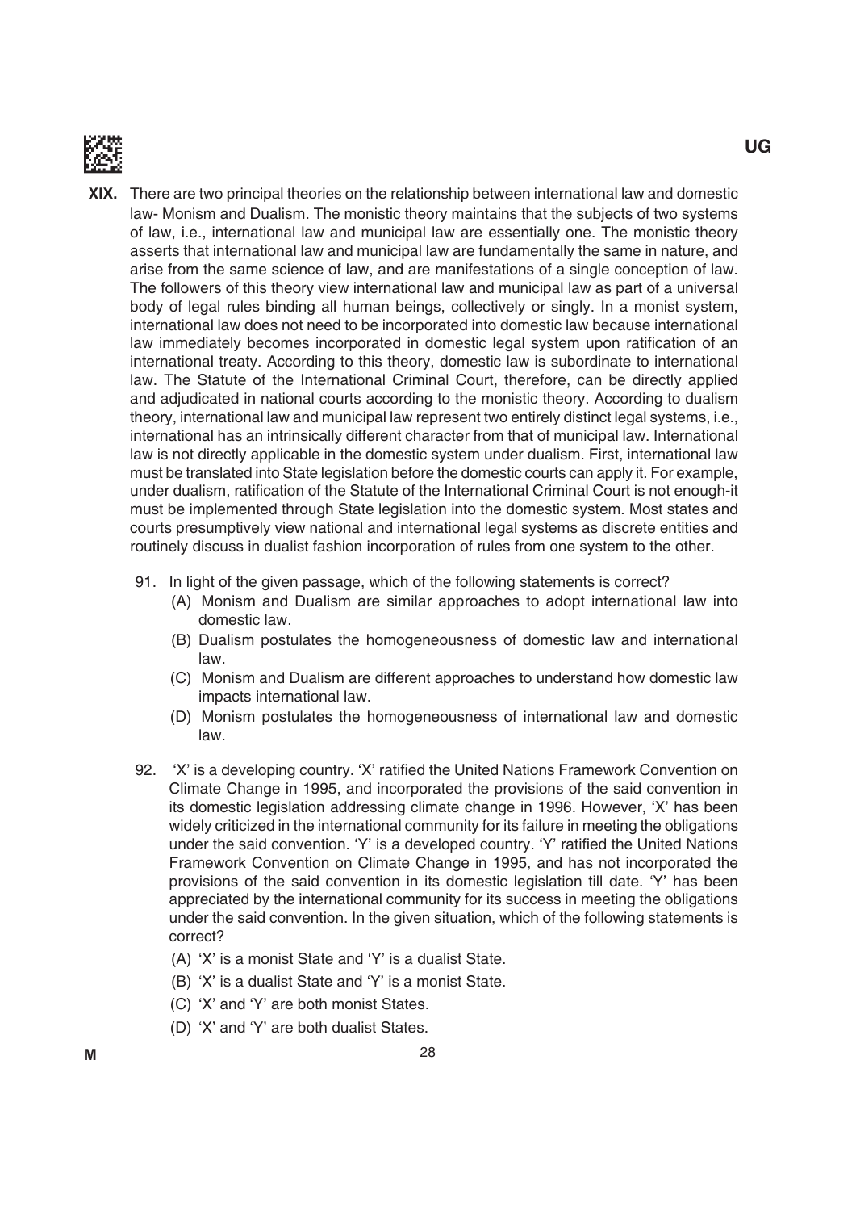**XIX.** There are two principal theories on the relationship between international law and domestic law- Monism and Dualism. The monistic theory maintains that the subjects of two systems of law, i.e., international law and municipal law are essentially one. The monistic theory asserts that international law and municipal law are fundamentally the same in nature, and arise from the same science of law, and are manifestations of a single conception of law. The followers of this theory view international law and municipal law as part of a universal body of legal rules binding all human beings, collectively or singly. In a monist system, international law does not need to be incorporated into domestic law because international law immediately becomes incorporated in domestic legal system upon ratification of an international treaty. According to this theory, domestic law is subordinate to international law. The Statute of the International Criminal Court, therefore, can be directly applied and adjudicated in national courts according to the monistic theory. According to dualism theory, international law and municipal law represent two entirely distinct legal systems, i.e., international has an intrinsically different character from that of municipal law. International law is not directly applicable in the domestic system under dualism. First, international law must be translated into State legislation before the domestic courts can apply it. For example, under dualism, ratification of the Statute of the International Criminal Court is not enough-it must be implemented through State legislation into the domestic system. Most states and courts presumptively view national and international legal systems as discrete entities and routinely discuss in dualist fashion incorporation of rules from one system to the other.

91. In light of the given passage, which of the following statements is correct?

(A) Monism and Dualism are similar approaches to adopt international law into domestic law.

(B) Dualism postulates the homogeneousness of domestic law and international law.

(C) Monism and Dualism are different approaches to understand how domestic law impacts international law.

(D) Monism postulates the homogeneousness of international law and domestic law.

92. 'X' is a developing country. 'X' ratified the United Nations Framework Convention on Climate Change in 1995, and incorporated the provisions of the said convention in its domestic legislation addressing climate change in 1996. However, 'X' has been widely criticized in the international community for its failure in meeting the obligations under the said convention. 'Y' is a developed country. 'Y' ratified the United Nations Framework Convention on Climate Change in 1995, and has not incorporated the provisions of the said convention in its domestic legislation till date. 'Y' has been appreciated by the international community for its success in meeting the obligations under the said convention. In the given situation, which of the following statements is correct?

(A) 'X' is a monist State and 'Y' is a dualist State.

(B) 'X' is a dualist State and 'Y' is a monist State.

(C) 'X' and 'Y' are both monist States.

(D) 'X' and 'Y' are both dualist States.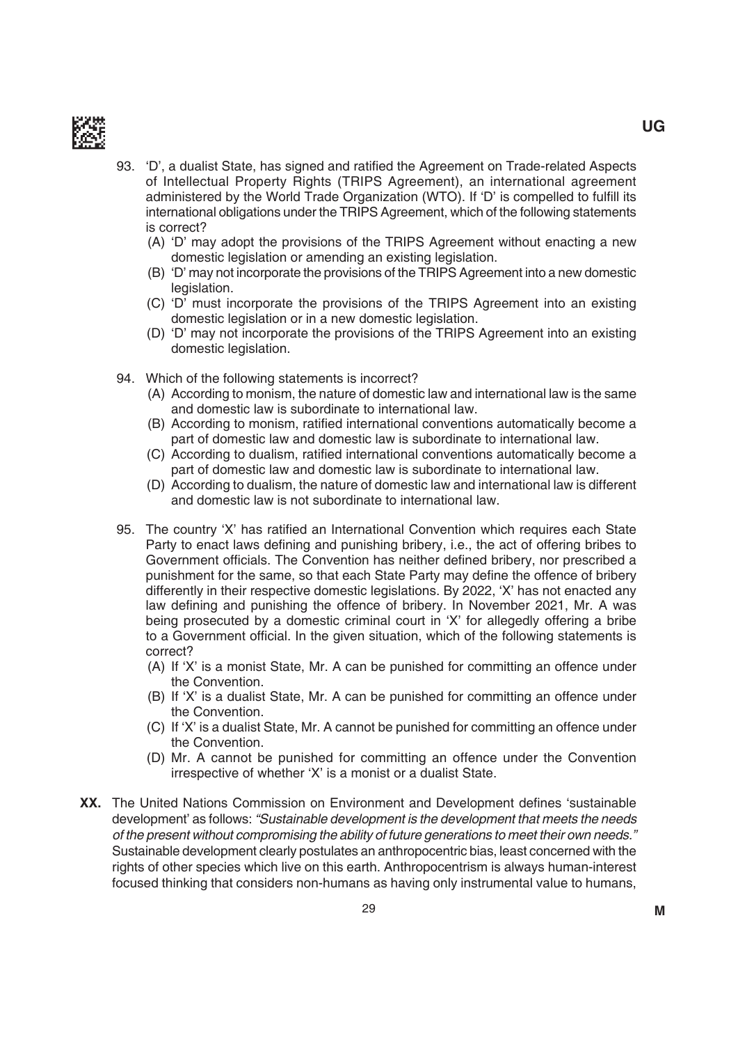93. 'D', a dualist State, has signed and ratified the Agreement on Trade-related Aspects of Intellectual Property Rights (TRIPS Agreement), an international agreement administered by the World Trade Organization (WTO). If 'D' is compelled to fulfill its international obligations under the TRIPS Agreement, which of the following statements is correct?
   (A) 'D' may adopt the provisions of the TRIPS Agreement without enacting a new domestic legislation or amending an existing legislation.
   (B) 'D' may not incorporate the provisions of the TRIPS Agreement into a new domestic legislation.
   (C) 'D' must incorporate the provisions of the TRIPS Agreement into an existing domestic legislation or in a new domestic legislation.
   (D) 'D' may not incorporate the provisions of the TRIPS Agreement into an existing domestic legislation.

94. Which of the following statements is incorrect?
   (A) According to monism, the nature of domestic law and international law is the same and domestic law is subordinate to international law.
   (B) According to monism, ratified international conventions automatically become a part of domestic law and domestic law is subordinate to international law.
   (C) According to dualism, ratified international conventions automatically become a part of domestic law and domestic law is subordinate to international law.
   (D) According to dualism, the nature of domestic law and international law is different and domestic law is not subordinate to international law.

95. The country 'X' has ratified an International Convention which requires each State Party to enact laws defining and punishing bribery, i.e., the act of offering bribes to Government officials. The Convention has neither defined bribery, nor prescribed a punishment for the same, so that each State Party may define the offence of bribery differently in their respective domestic legislations. By 2022, 'X' has not enacted any law defining and punishing the offence of bribery. In November 2021, Mr. A was being prosecuted by a domestic criminal court in 'X' for allegedly offering a bribe to a Government official. In the given situation, which of the following statements is correct?
   (A) If 'X' is a monist State, Mr. A can be punished for committing an offence under the Convention.
   (B) If 'X' is a dualist State, Mr. A can be punished for committing an offence under the Convention.
   (C) If 'X' is a dualist State, Mr. A cannot be punished for committing an offence under the Convention.
   (D) Mr. A cannot be punished for committing an offence under the Convention irrespective of whether 'X' is a monist or a dualist State.

**XX.** The United Nations Commission on Environment and Development defines 'sustainable development' as follows: *"Sustainable development is the development that meets the needs of the present without compromising the ability of future generations to meet their own needs."* Sustainable development clearly postulates an anthropocentric bias, least concerned with the rights of other species which live on this earth. Anthropocentrism is always human-interest focused thinking that considers non-humans as having only instrumental value to humans,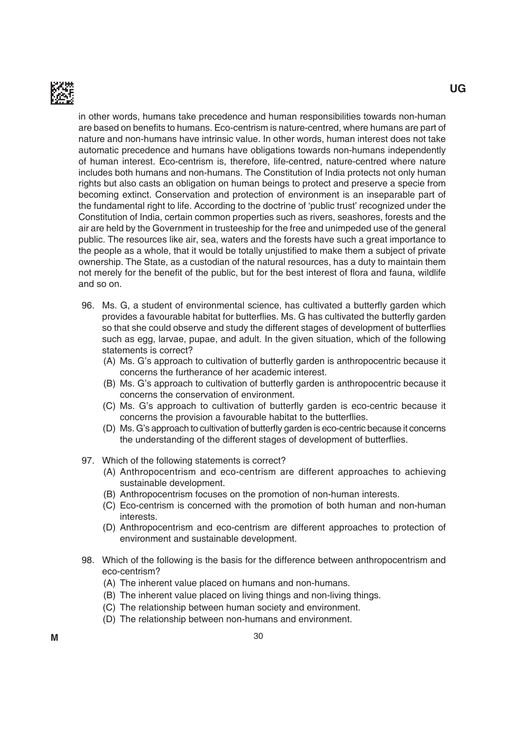in other words, humans take precedence and human responsibilities towards non-human are based on benefits to humans. Eco-centrism is nature-centred, where humans are part of nature and non-humans have intrinsic value. In other words, human interest does not take automatic precedence and humans have obligations towards non-humans independently of human interest. Eco-centrism is, therefore, life-centred, nature-centred where nature includes both humans and non-humans. The Constitution of India protects not only human rights but also casts an obligation on human beings to protect and preserve a specie from becoming extinct. Conservation and protection of environment is an inseparable part of the fundamental right to life. According to the doctrine of 'public trust' recognized under the Constitution of India, certain common properties such as rivers, seashores, forests and the air are held by the Government in trusteeship for the free and unimpeded use of the general public. The resources like air, sea, waters and the forests have such a great importance to the people as a whole, that it would be totally unjustified to make them a subject of private ownership. The State, as a custodian of the natural resources, has a duty to maintain them not merely for the benefit of the public, but for the best interest of flora and fauna, wildlife and so on.

96. Ms. G, a student of environmental science, has cultivated a butterfly garden which provides a favourable habitat for butterflies. Ms. G has cultivated the butterfly garden so that she could observe and study the different stages of development of butterflies such as egg, larvae, pupae, and adult. In the given situation, which of the following statements is correct?
    (A) Ms. G's approach to cultivation of butterfly garden is anthropocentric because it concerns the furtherance of her academic interest.
    (B) Ms. G's approach to cultivation of butterfly garden is anthropocentric because it concerns the conservation of environment.
    (C) Ms. G's approach to cultivation of butterfly garden is eco-centric because it concerns the provision a favourable habitat to the butterflies.
    (D) Ms. G's approach to cultivation of butterfly garden is eco-centric because it concerns the understanding of the different stages of development of butterflies.

97. Which of the following statements is correct?
    (A) Anthropocentrism and eco-centrism are different approaches to achieving sustainable development.
    (B) Anthropocentrism focuses on the promotion of non-human interests.
    (C) Eco-centrism is concerned with the promotion of both human and non-human interests.
    (D) Anthropocentrism and eco-centrism are different approaches to protection of environment and sustainable development.

98. Which of the following is the basis for the difference between anthropocentrism and eco-centrism?
    (A) The inherent value placed on humans and non-humans.
    (B) The inherent value placed on living things and non-living things.
    (C) The relationship between human society and environment.
    (D) The relationship between non-humans and environment.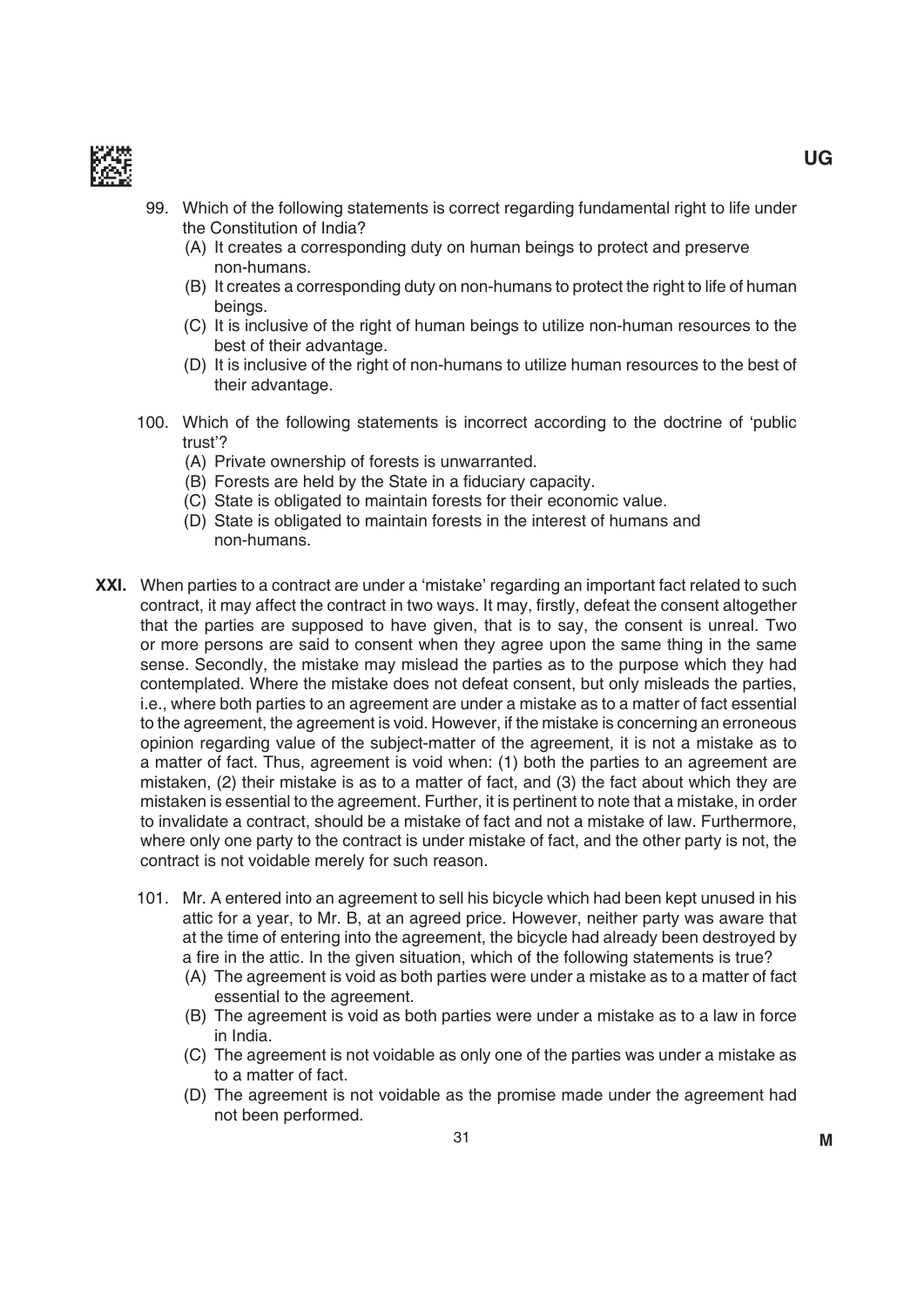99. Which of the following statements is correct regarding fundamental right to life under the Constitution of India?
    (A) It creates a corresponding duty on human beings to protect and preserve non-humans.
    (B) It creates a corresponding duty on non-humans to protect the right to life of human beings.
    (C) It is inclusive of the right of human beings to utilize non-human resources to the best of their advantage.
    (D) It is inclusive of the right of non-humans to utilize human resources to the best of their advantage.

100. Which of the following statements is incorrect according to the doctrine of 'public trust'?
    (A) Private ownership of forests is unwarranted.
    (B) Forests are held by the State in a fiduciary capacity.
    (C) State is obligated to maintain forests for their economic value.
    (D) State is obligated to maintain forests in the interest of humans and non-humans.

**XXI.** When parties to a contract are under a 'mistake' regarding an important fact related to such contract, it may affect the contract in two ways. It may, firstly, defeat the consent altogether that the parties are supposed to have given, that is to say, the consent is unreal. Two or more persons are said to consent when they agree upon the same thing in the same sense. Secondly, the mistake may mislead the parties as to the purpose which they had contemplated. Where the mistake does not defeat consent, but only misleads the parties, i.e., where both parties to an agreement are under a mistake as to a matter of fact essential to the agreement, the agreement is void. However, if the mistake is concerning an erroneous opinion regarding value of the subject-matter of the agreement, it is not a mistake as to a matter of fact. Thus, agreement is void when: (1) both the parties to an agreement are mistaken, (2) their mistake is as to a matter of fact, and (3) the fact about which they are mistaken is essential to the agreement. Further, it is pertinent to note that a mistake, in order to invalidate a contract, should be a mistake of fact and not a mistake of law. Furthermore, where only one party to the contract is under mistake of fact, and the other party is not, the contract is not voidable merely for such reason.

101. Mr. A entered into an agreement to sell his bicycle which had been kept unused in his attic for a year, to Mr. B, at an agreed price. However, neither party was aware that at the time of entering into the agreement, the bicycle had already been destroyed by a fire in the attic. In the given situation, which of the following statements is true?
    (A) The agreement is void as both parties were under a mistake as to a matter of fact essential to the agreement.
    (B) The agreement is void as both parties were under a mistake as to a law in force in India.
    (C) The agreement is not voidable as only one of the parties was under a mistake as to a matter of fact.
    (D) The agreement is not voidable as the promise made under the agreement had not been performed.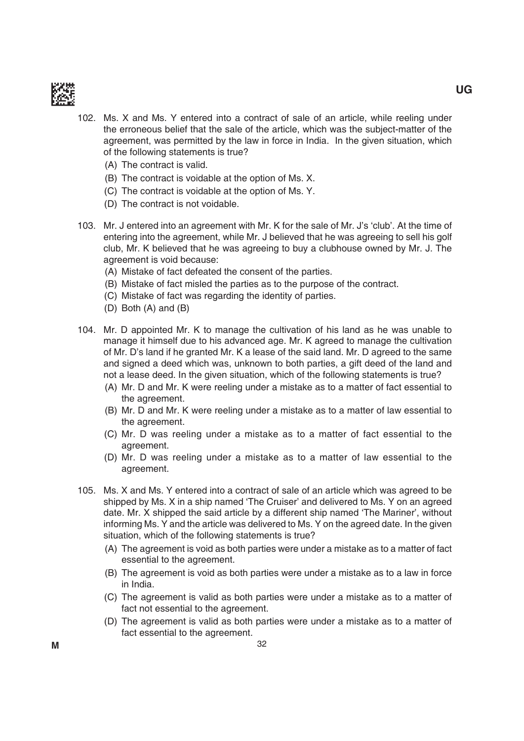102. Ms. X and Ms. Y entered into a contract of sale of an article, while reeling under the erroneous belief that the sale of the article, which was the subject-matter of the agreement, was permitted by the law in force in India. In the given situation, which of the following statements is true?
   (A) The contract is valid.
   (B) The contract is voidable at the option of Ms. X.
   (C) The contract is voidable at the option of Ms. Y.
   (D) The contract is not voidable.

103. Mr. J entered into an agreement with Mr. K for the sale of Mr. J's 'club'. At the time of entering into the agreement, while Mr. J believed that he was agreeing to sell his golf club, Mr. K believed that he was agreeing to buy a clubhouse owned by Mr. J. The agreement is void because:
   (A) Mistake of fact defeated the consent of the parties.
   (B) Mistake of fact misled the parties as to the purpose of the contract.
   (C) Mistake of fact was regarding the identity of parties.
   (D) Both (A) and (B)

104. Mr. D appointed Mr. K to manage the cultivation of his land as he was unable to manage it himself due to his advanced age. Mr. K agreed to manage the cultivation of Mr. D's land if he granted Mr. K a lease of the said land. Mr. D agreed to the same and signed a deed which was, unknown to both parties, a gift deed of the land and not a lease deed. In the given situation, which of the following statements is true?
   (A) Mr. D and Mr. K were reeling under a mistake as to a matter of fact essential to the agreement.
   (B) Mr. D and Mr. K were reeling under a mistake as to a matter of law essential to the agreement.
   (C) Mr. D was reeling under a mistake as to a matter of fact essential to the agreement.
   (D) Mr. D was reeling under a mistake as to a matter of law essential to the agreement.

105. Ms. X and Ms. Y entered into a contract of sale of an article which was agreed to be shipped by Ms. X in a ship named 'The Cruiser' and delivered to Ms. Y on an agreed date. Mr. X shipped the said article by a different ship named 'The Mariner', without informing Ms. Y and the article was delivered to Ms. Y on the agreed date. In the given situation, which of the following statements is true?
   (A) The agreement is void as both parties were under a mistake as to a matter of fact essential to the agreement.
   (B) The agreement is void as both parties were under a mistake as to a law in force in India.
   (C) The agreement is valid as both parties were under a mistake as to a matter of fact not essential to the agreement.
   (D) The agreement is valid as both parties were under a mistake as to a matter of fact essential to the agreement.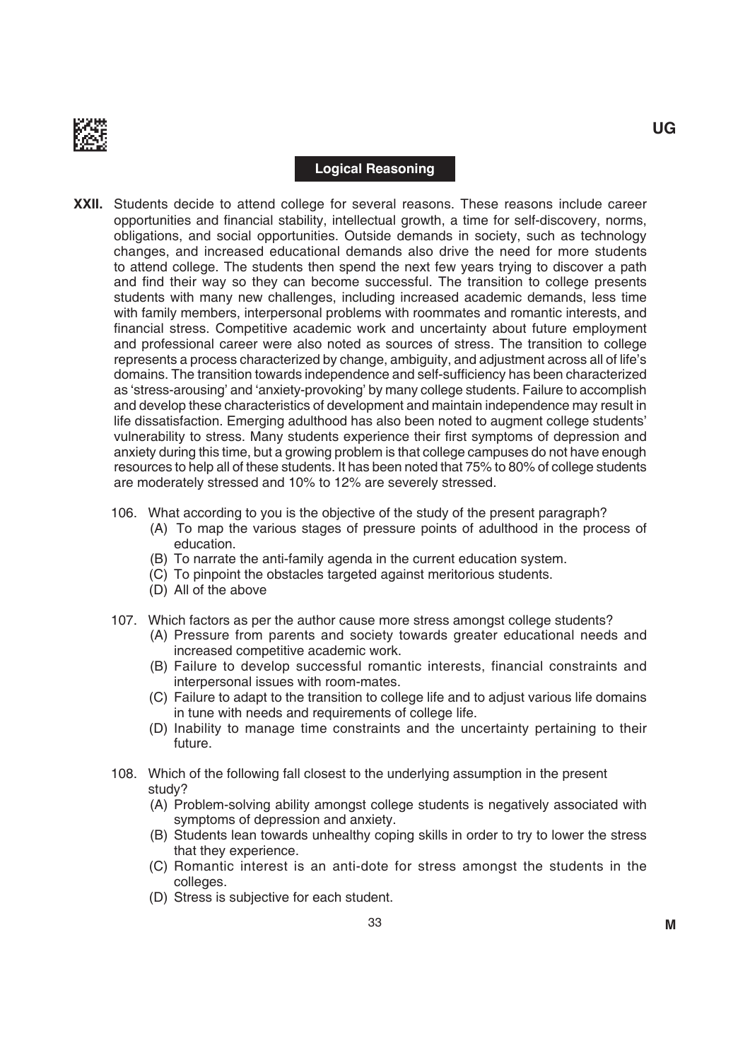## Logical Reasoning

**XXII.** Students decide to attend college for several reasons. These reasons include career opportunities and financial stability, intellectual growth, a time for self-discovery, norms, obligations, and social opportunities. Outside demands in society, such as technology changes, and increased educational demands also drive the need for more students to attend college. The students then spend the next few years trying to discover a path and find their way so they can become successful. The transition to college presents students with many new challenges, including increased academic demands, less time with family members, interpersonal problems with roommates and romantic interests, and financial stress. Competitive academic work and uncertainty about future employment and professional career were also noted as sources of stress. The transition to college represents a process characterized by change, ambiguity, and adjustment across all of life's domains. The transition towards independence and self-sufficiency has been characterized as 'stress-arousing' and 'anxiety-provoking' by many college students. Failure to accomplish and develop these characteristics of development and maintain independence may result in life dissatisfaction. Emerging adulthood has also been noted to augment college students' vulnerability to stress. Many students experience their first symptoms of depression and anxiety during this time, but a growing problem is that college campuses do not have enough resources to help all of these students. It has been noted that 75% to 80% of college students are moderately stressed and 10% to 12% are severely stressed.

106. What according to you is the objective of the study of the present paragraph?
   - (A) To map the various stages of pressure points of adulthood in the process of education.
   - (B) To narrate the anti-family agenda in the current education system.
   - (C) To pinpoint the obstacles targeted against meritorious students.
   - (D) All of the above

107. Which factors as per the author cause more stress amongst college students?
   - (A) Pressure from parents and society towards greater educational needs and increased competitive academic work.
   - (B) Failure to develop successful romantic interests, financial constraints and interpersonal issues with room-mates.
   - (C) Failure to adapt to the transition to college life and to adjust various life domains in tune with needs and requirements of college life.
   - (D) Inability to manage time constraints and the uncertainty pertaining to their future.

108. Which of the following fall closest to the underlying assumption in the present study?
   - (A) Problem-solving ability amongst college students is negatively associated with symptoms of depression and anxiety.
   - (B) Students lean towards unhealthy coping skills in order to try to lower the stress that they experience.
   - (C) Romantic interest is an anti-dote for stress amongst the students in the colleges.
   - (D) Stress is subjective for each student.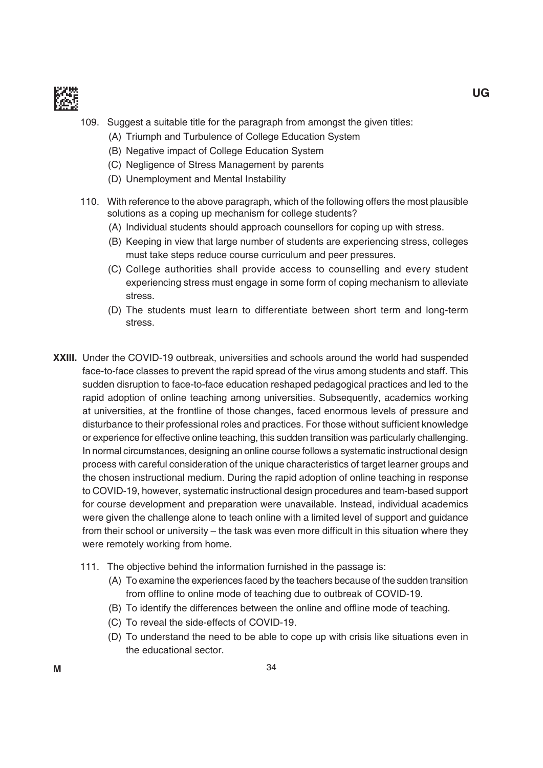109. Suggest a suitable title for the paragraph from amongst the given titles:

  (A) Triumph and Turbulence of College Education System
  (B) Negative impact of College Education System
  (C) Negligence of Stress Management by parents
  (D) Unemployment and Mental Instability

110. With reference to the above paragraph, which of the following offers the most plausible solutions as a coping up mechanism for college students?

  (A) Individual students should approach counsellors for coping up with stress.
  (B) Keeping in view that large number of students are experiencing stress, colleges must take steps reduce course curriculum and peer pressures.
  (C) College authorities shall provide access to counselling and every student experiencing stress must engage in some form of coping mechanism to alleviate stress.
  (D) The students must learn to differentiate between short term and long-term stress.

**XXIII.** Under the COVID-19 outbreak, universities and schools around the world had suspended face-to-face classes to prevent the rapid spread of the virus among students and staff. This sudden disruption to face-to-face education reshaped pedagogical practices and led to the rapid adoption of online teaching among universities. Subsequently, academics working at universities, at the frontline of those changes, faced enormous levels of pressure and disturbance to their professional roles and practices. For those without sufficient knowledge or experience for effective online teaching, this sudden transition was particularly challenging. In normal circumstances, designing an online course follows a systematic instructional design process with careful consideration of the unique characteristics of target learner groups and the chosen instructional medium. During the rapid adoption of online teaching in response to COVID-19, however, systematic instructional design procedures and team-based support for course development and preparation were unavailable. Instead, individual academics were given the challenge alone to teach online with a limited level of support and guidance from their school or university – the task was even more difficult in this situation where they were remotely working from home.

111. The objective behind the information furnished in the passage is:

  (A) To examine the experiences faced by the teachers because of the sudden transition from offline to online mode of teaching due to outbreak of COVID-19.
  (B) To identify the differences between the online and offline mode of teaching.
  (C) To reveal the side-effects of COVID-19.
  (D) To understand the need to be able to cope up with crisis like situations even in the educational sector.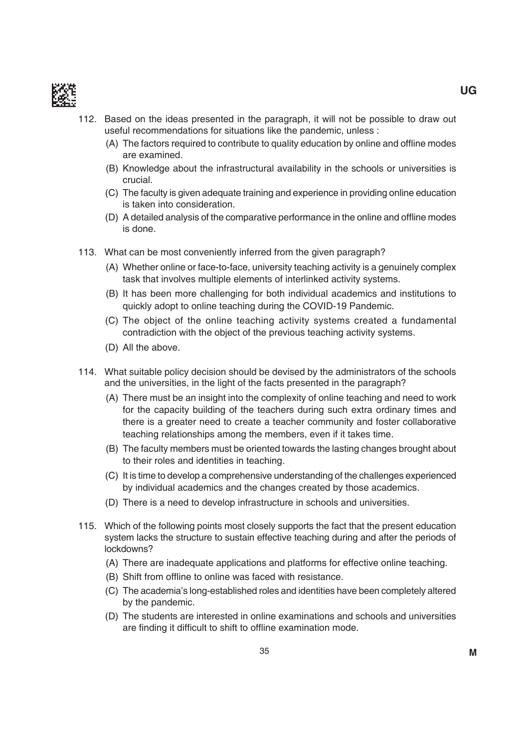112. Based on the ideas presented in the paragraph, it will not be possible to draw out useful recommendations for situations like the pandemic, unless :

    (A) The factors required to contribute to quality education by online and offline modes are examined.

    (B) Knowledge about the infrastructural availability in the schools or universities is crucial.

    (C) The faculty is given adequate training and experience in providing online education is taken into consideration.

    (D) A detailed analysis of the comparative performance in the online and offline modes is done.

113. What can be most conveniently inferred from the given paragraph?

    (A) Whether online or face-to-face, university teaching activity is a genuinely complex task that involves multiple elements of interlinked activity systems.

    (B) It has been more challenging for both individual academics and institutions to quickly adopt to online teaching during the COVID-19 Pandemic.

    (C) The object of the online teaching activity systems created a fundamental contradiction with the object of the previous teaching activity systems.

    (D) All the above.

114. What suitable policy decision should be devised by the administrators of the schools and the universities, in the light of the facts presented in the paragraph?

    (A) There must be an insight into the complexity of online teaching and need to work for the capacity building of the teachers during such extra ordinary times and there is a greater need to create a teacher community and foster collaborative teaching relationships among the members, even if it takes time.

    (B) The faculty members must be oriented towards the lasting changes brought about to their roles and identities in teaching.

    (C) It is time to develop a comprehensive understanding of the challenges experienced by individual academics and the changes created by those academics.

    (D) There is a need to develop infrastructure in schools and universities.

115. Which of the following points most closely supports the fact that the present education system lacks the structure to sustain effective teaching during and after the periods of lockdowns?

    (A) There are inadequate applications and platforms for effective online teaching.

    (B) Shift from offline to online was faced with resistance.

    (C) The academia's long-established roles and identities have been completely altered by the pandemic.

    (D) The students are interested in online examinations and schools and universities are finding it difficult to shift to offline examination mode.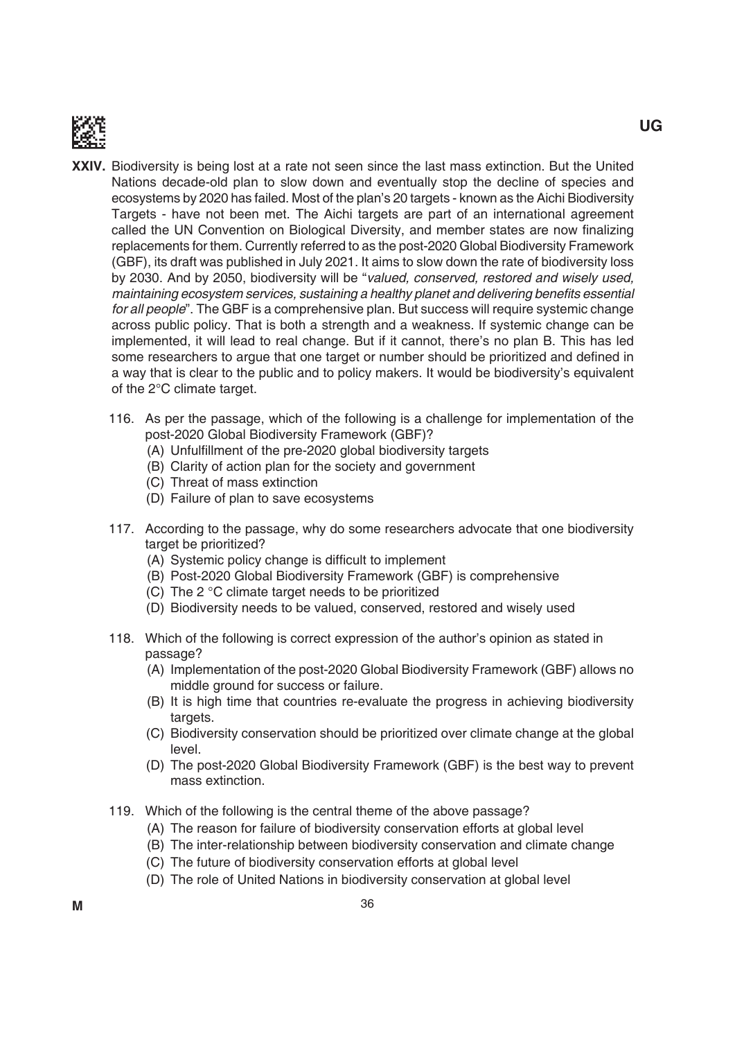**XXIV.** Biodiversity is being lost at a rate not seen since the last mass extinction. But the United Nations decade-old plan to slow down and eventually stop the decline of species and ecosystems by 2020 has failed. Most of the plan's 20 targets - known as the Aichi Biodiversity Targets - have not been met. The Aichi targets are part of an international agreement called the UN Convention on Biological Diversity, and member states are now finalizing replacements for them. Currently referred to as the post-2020 Global Biodiversity Framework (GBF), its draft was published in July 2021. It aims to slow down the rate of biodiversity loss by 2030. And by 2050, biodiversity will be "*valued, conserved, restored and wisely used, maintaining ecosystem services, sustaining a healthy planet and delivering benefits essential for all people*". The GBF is a comprehensive plan. But success will require systemic change across public policy. That is both a strength and a weakness. If systemic change can be implemented, it will lead to real change. But if it cannot, there's no plan B. This has led some researchers to argue that one target or number should be prioritized and defined in a way that is clear to the public and to policy makers. It would be biodiversity's equivalent of the 2°C climate target.

116. As per the passage, which of the following is a challenge for implementation of the post-2020 Global Biodiversity Framework (GBF)?
   - (A) Unfulfillment of the pre-2020 global biodiversity targets
   - (B) Clarity of action plan for the society and government
   - (C) Threat of mass extinction
   - (D) Failure of plan to save ecosystems

117. According to the passage, why do some researchers advocate that one biodiversity target be prioritized?
   - (A) Systemic policy change is difficult to implement
   - (B) Post-2020 Global Biodiversity Framework (GBF) is comprehensive
   - (C) The 2 °C climate target needs to be prioritized
   - (D) Biodiversity needs to be valued, conserved, restored and wisely used

118. Which of the following is correct expression of the author's opinion as stated in passage?
   - (A) Implementation of the post-2020 Global Biodiversity Framework (GBF) allows no middle ground for success or failure.
   - (B) It is high time that countries re-evaluate the progress in achieving biodiversity targets.
   - (C) Biodiversity conservation should be prioritized over climate change at the global level.
   - (D) The post-2020 Global Biodiversity Framework (GBF) is the best way to prevent mass extinction.

119. Which of the following is the central theme of the above passage?
   - (A) The reason for failure of biodiversity conservation efforts at global level
   - (B) The inter-relationship between biodiversity conservation and climate change
   - (C) The future of biodiversity conservation efforts at global level
   - (D) The role of United Nations in biodiversity conservation at global level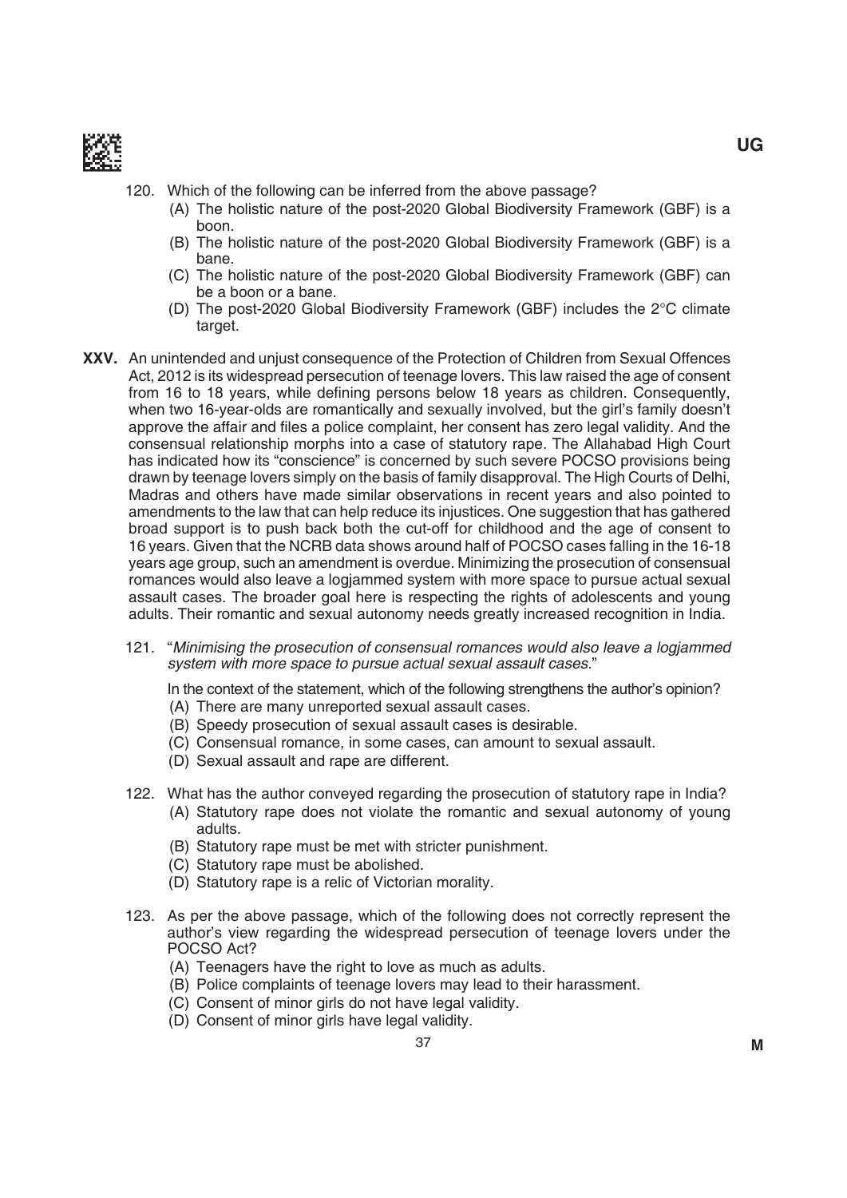120. Which of the following can be inferred from the above passage?

(A) The holistic nature of the post-2020 Global Biodiversity Framework (GBF) is a boon.

(B) The holistic nature of the post-2020 Global Biodiversity Framework (GBF) is a bane.

(C) The holistic nature of the post-2020 Global Biodiversity Framework (GBF) can be a boon or a bane.

(D) The post-2020 Global Biodiversity Framework (GBF) includes the 2°C climate target.

**XXV.** An unintended and unjust consequence of the Protection of Children from Sexual Offences Act, 2012 is its widespread persecution of teenage lovers. This law raised the age of consent from 16 to 18 years, while defining persons below 18 years as children. Consequently, when two 16-year-olds are romantically and sexually involved, but the girl's family doesn't approve the affair and files a police complaint, her consent has zero legal validity. And the consensual relationship morphs into a case of statutory rape. The Allahabad High Court has indicated how its "conscience" is concerned by such severe POCSO provisions being drawn by teenage lovers simply on the basis of family disapproval. The High Courts of Delhi, Madras and others have made similar observations in recent years and also pointed to amendments to the law that can help reduce its injustices. One suggestion that has gathered broad support is to push back both the cut-off for childhood and the age of consent to 16 years. Given that the NCRB data shows around half of POCSO cases falling in the 16-18 years age group, such an amendment is overdue. Minimizing the prosecution of consensual romances would also leave a logjammed system with more space to pursue actual sexual assault cases. The broader goal here is respecting the rights of adolescents and young adults. Their romantic and sexual autonomy needs greatly increased recognition in India.

121. "*Minimising the prosecution of consensual romances would also leave a logjammed system with more space to pursue actual sexual assault cases.*"

In the context of the statement, which of the following strengthens the author's opinion?

(A) There are many unreported sexual assault cases.

(B) Speedy prosecution of sexual assault cases is desirable.

(C) Consensual romance, in some cases, can amount to sexual assault.

(D) Sexual assault and rape are different.

122. What has the author conveyed regarding the prosecution of statutory rape in India?

(A) Statutory rape does not violate the romantic and sexual autonomy of young adults.

(B) Statutory rape must be met with stricter punishment.

(C) Statutory rape must be abolished.

(D) Statutory rape is a relic of Victorian morality.

123. As per the above passage, which of the following does not correctly represent the author's view regarding the widespread persecution of teenage lovers under the POCSO Act?

(A) Teenagers have the right to love as much as adults.

(B) Police complaints of teenage lovers may lead to their harassment.

(C) Consent of minor girls do not have legal validity.

(D) Consent of minor girls have legal validity.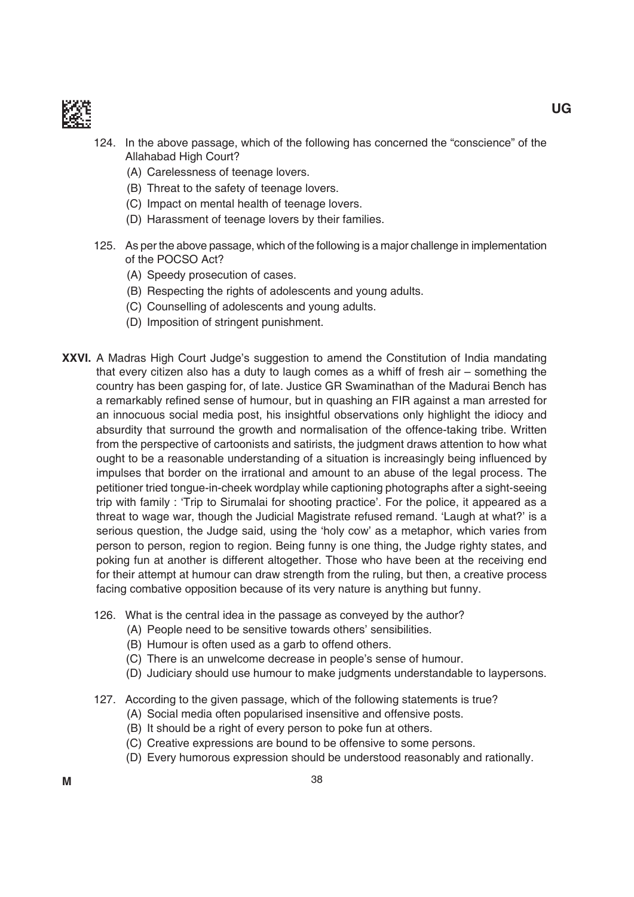124. In the above passage, which of the following has concerned the "conscience" of the Allahabad High Court?
   (A) Carelessness of teenage lovers.
   (B) Threat to the safety of teenage lovers.
   (C) Impact on mental health of teenage lovers.
   (D) Harassment of teenage lovers by their families.

125. As per the above passage, which of the following is a major challenge in implementation of the POCSO Act?
   (A) Speedy prosecution of cases.
   (B) Respecting the rights of adolescents and young adults.
   (C) Counselling of adolescents and young adults.
   (D) Imposition of stringent punishment.

**XXVI.** A Madras High Court Judge's suggestion to amend the Constitution of India mandating that every citizen also has a duty to laugh comes as a whiff of fresh air – something the country has been gasping for, of late. Justice GR Swaminathan of the Madurai Bench has a remarkably refined sense of humour, but in quashing an FIR against a man arrested for an innocuous social media post, his insightful observations only highlight the idiocy and absurdity that surround the growth and normalisation of the offence-taking tribe. Written from the perspective of cartoonists and satirists, the judgment draws attention to how what ought to be a reasonable understanding of a situation is increasingly being influenced by impulses that border on the irrational and amount to an abuse of the legal process. The petitioner tried tongue-in-cheek wordplay while captioning photographs after a sight-seeing trip with family : 'Trip to Sirumalai for shooting practice'. For the police, it appeared as a threat to wage war, though the Judicial Magistrate refused remand. 'Laugh at what?' is a serious question, the Judge said, using the 'holy cow' as a metaphor, which varies from person to person, region to region. Being funny is one thing, the Judge righty states, and poking fun at another is different altogether. Those who have been at the receiving end for their attempt at humour can draw strength from the ruling, but then, a creative process facing combative opposition because of its very nature is anything but funny.

126. What is the central idea in the passage as conveyed by the author?
   (A) People need to be sensitive towards others' sensibilities.
   (B) Humour is often used as a garb to offend others.
   (C) There is an unwelcome decrease in people's sense of humour.
   (D) Judiciary should use humour to make judgments understandable to laypersons.

127. According to the given passage, which of the following statements is true?
   (A) Social media often popularised insensitive and offensive posts.
   (B) It should be a right of every person to poke fun at others.
   (C) Creative expressions are bound to be offensive to some persons.
   (D) Every humorous expression should be understood reasonably and rationally.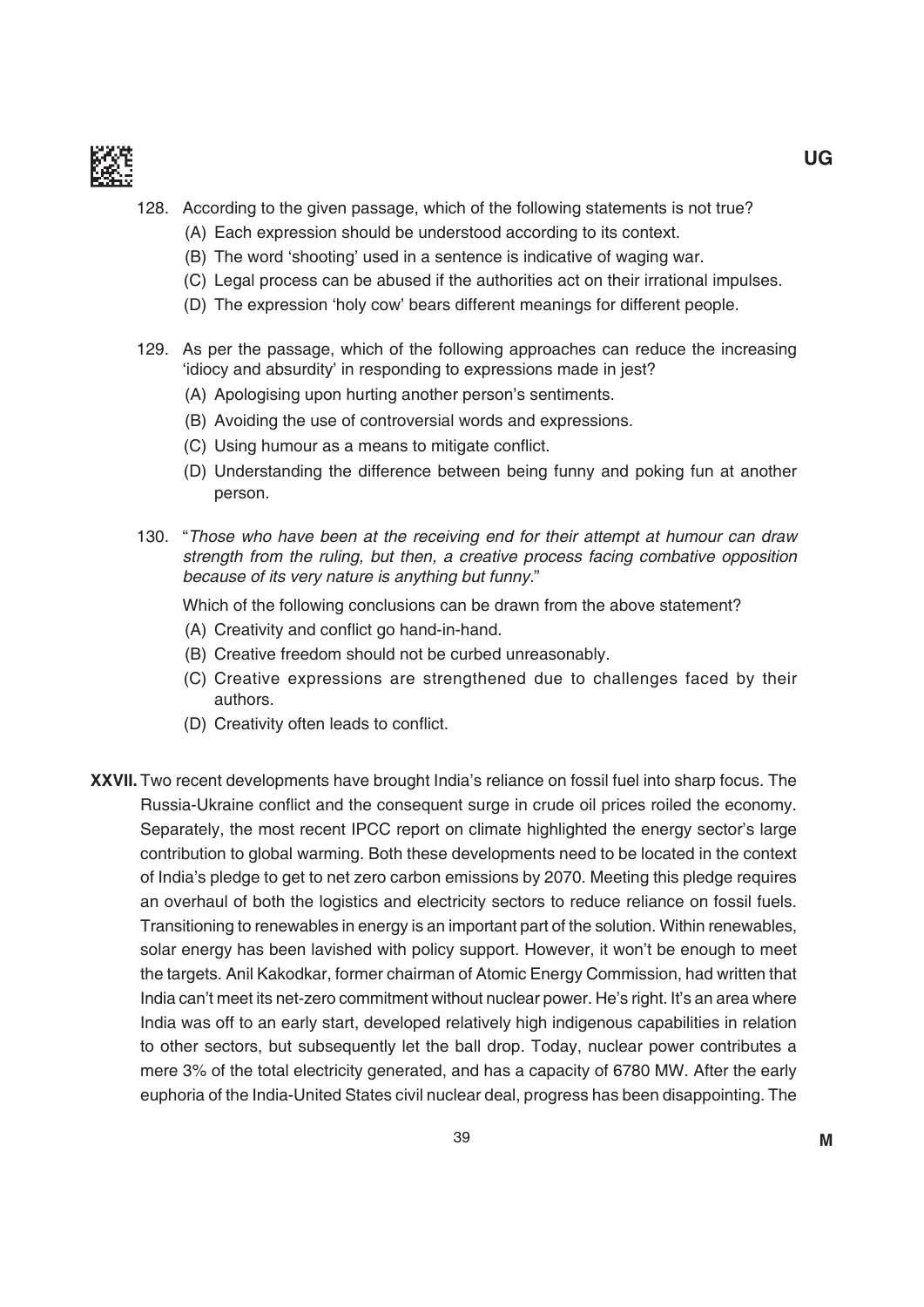128. According to the given passage, which of the following statements is not true?
   (A) Each expression should be understood according to its context.
   (B) The word 'shooting' used in a sentence is indicative of waging war.
   (C) Legal process can be abused if the authorities act on their irrational impulses.
   (D) The expression 'holy cow' bears different meanings for different people.

129. As per the passage, which of the following approaches can reduce the increasing 'idiocy and absurdity' in responding to expressions made in jest?
   (A) Apologising upon hurting another person's sentiments.
   (B) Avoiding the use of controversial words and expressions.
   (C) Using humour as a means to mitigate conflict.
   (D) Understanding the difference between being funny and poking fun at another person.

130. "*Those who have been at the receiving end for their attempt at humour can draw strength from the ruling, but then, a creative process facing combative opposition because of its very nature is anything but funny.*"

   Which of the following conclusions can be drawn from the above statement?
   (A) Creativity and conflict go hand-in-hand.
   (B) Creative freedom should not be curbed unreasonably.
   (C) Creative expressions are strengthened due to challenges faced by their authors.
   (D) Creativity often leads to conflict.

**XXVII.** Two recent developments have brought India's reliance on fossil fuel into sharp focus. The Russia-Ukraine conflict and the consequent surge in crude oil prices roiled the economy. Separately, the most recent IPCC report on climate highlighted the energy sector's large contribution to global warming. Both these developments need to be located in the context of India's pledge to get to net zero carbon emissions by 2070. Meeting this pledge requires an overhaul of both the logistics and electricity sectors to reduce reliance on fossil fuels. Transitioning to renewables in energy is an important part of the solution. Within renewables, solar energy has been lavished with policy support. However, it won't be enough to meet the targets. Anil Kakodkar, former chairman of Atomic Energy Commission, had written that India can't meet its net-zero commitment without nuclear power. He's right. It's an area where India was off to an early start, developed relatively high indigenous capabilities in relation to other sectors, but subsequently let the ball drop. Today, nuclear power contributes a mere 3% of the total electricity generated, and has a capacity of 6780 MW. After the early euphoria of the India-United States civil nuclear deal, progress has been disappointing. The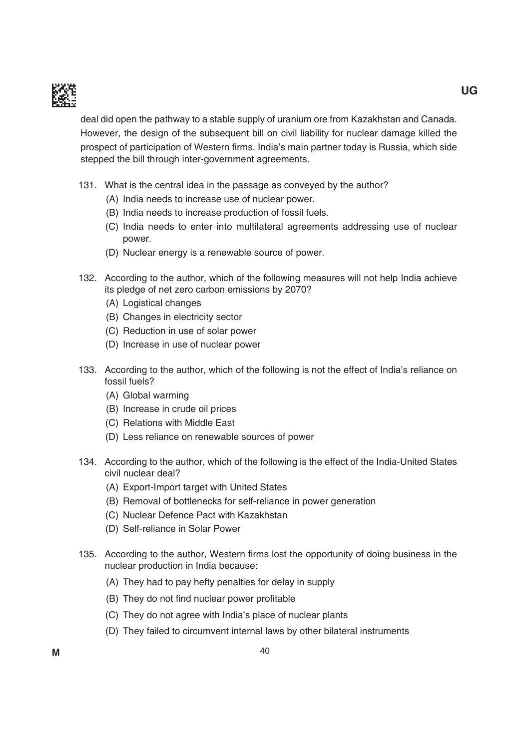deal did open the pathway to a stable supply of uranium ore from Kazakhstan and Canada. However, the design of the subsequent bill on civil liability for nuclear damage killed the prospect of participation of Western firms. India's main partner today is Russia, which side stepped the bill through inter-government agreements.

131. What is the central idea in the passage as conveyed by the author?
   - (A) India needs to increase use of nuclear power.
   - (B) India needs to increase production of fossil fuels.
   - (C) India needs to enter into multilateral agreements addressing use of nuclear power.
   - (D) Nuclear energy is a renewable source of power.

132. According to the author, which of the following measures will not help India achieve its pledge of net zero carbon emissions by 2070?
   - (A) Logistical changes
   - (B) Changes in electricity sector
   - (C) Reduction in use of solar power
   - (D) Increase in use of nuclear power

133. According to the author, which of the following is not the effect of India's reliance on fossil fuels?
   - (A) Global warming
   - (B) Increase in crude oil prices
   - (C) Relations with Middle East
   - (D) Less reliance on renewable sources of power

134. According to the author, which of the following is the effect of the India-United States civil nuclear deal?
   - (A) Export-Import target with United States
   - (B) Removal of bottlenecks for self-reliance in power generation
   - (C) Nuclear Defence Pact with Kazakhstan
   - (D) Self-reliance in Solar Power

135. According to the author, Western firms lost the opportunity of doing business in the nuclear production in India because:
   - (A) They had to pay hefty penalties for delay in supply
   - (B) They do not find nuclear power profitable
   - (C) They do not agree with India's place of nuclear plants
   - (D) They failed to circumvent internal laws by other bilateral instruments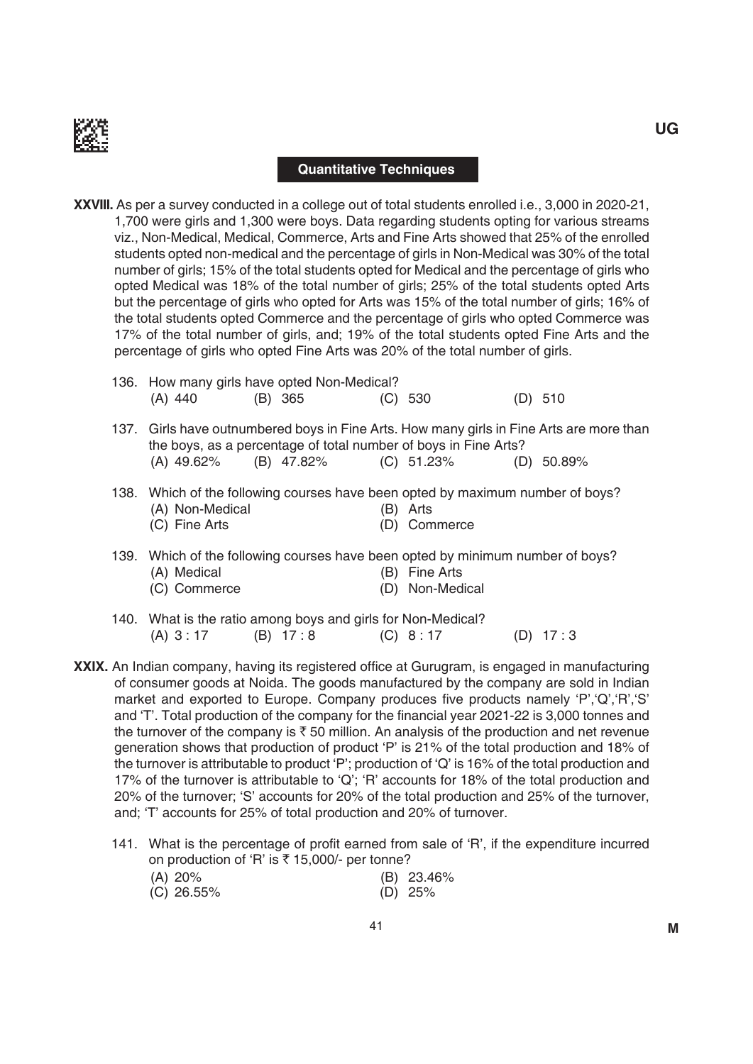## Quantitative Techniques

**XXVIII.** As per a survey conducted in a college out of total students enrolled i.e., 3,000 in 2020-21, 1,700 were girls and 1,300 were boys. Data regarding students opting for various streams viz., Non-Medical, Medical, Commerce, Arts and Fine Arts showed that 25% of the enrolled students opted non-medical and the percentage of girls in Non-Medical was 30% of the total number of girls; 15% of the total students opted for Medical and the percentage of girls who opted Medical was 18% of the total number of girls; 25% of the total students opted Arts but the percentage of girls who opted for Arts was 15% of the total number of girls; 16% of the total students opted Commerce and the percentage of girls who opted Commerce was 17% of the total number of girls, and; 19% of the total students opted Fine Arts and the percentage of girls who opted Fine Arts was 20% of the total number of girls.

136. How many girls have opted Non-Medical?
 (A) 440 (B) 365 (C) 530 (D) 510

137. Girls have outnumbered boys in Fine Arts. How many girls in Fine Arts are more than the boys, as a percentage of total number of boys in Fine Arts?
 (A) 49.62% (B) 47.82% (C) 51.23% (D) 50.89%

138. Which of the following courses have been opted by maximum number of boys?
 (A) Non-Medical (B) Arts
 (C) Fine Arts (D) Commerce

139. Which of the following courses have been opted by minimum number of boys?
 (A) Medical (B) Fine Arts
 (C) Commerce (D) Non-Medical

140. What is the ratio among boys and girls for Non-Medical?
 (A) 3 : 17 (B) 17 : 8 (C) 8 : 17 (D) 17 : 3

**XXIX.** An Indian company, having its registered office at Gurugram, is engaged in manufacturing of consumer goods at Noida. The goods manufactured by the company are sold in Indian market and exported to Europe. Company produces five products namely 'P','Q','R','S' and 'T'. Total production of the company for the financial year 2021-22 is 3,000 tonnes and the turnover of the company is ₹ 50 million. An analysis of the production and net revenue generation shows that production of product 'P' is 21% of the total production and 18% of the turnover is attributable to product 'P'; production of 'Q' is 16% of the total production and 17% of the turnover is attributable to 'Q'; 'R' accounts for 18% of the total production and 20% of the turnover; 'S' accounts for 20% of the total production and 25% of the turnover, and; 'T' accounts for 25% of total production and 20% of turnover.

141. What is the percentage of profit earned from sale of 'R', if the expenditure incurred on production of 'R' is ₹ 15,000/- per tonne?
 (A) 20% (B) 23.46%
 (C) 26.55% (D) 25%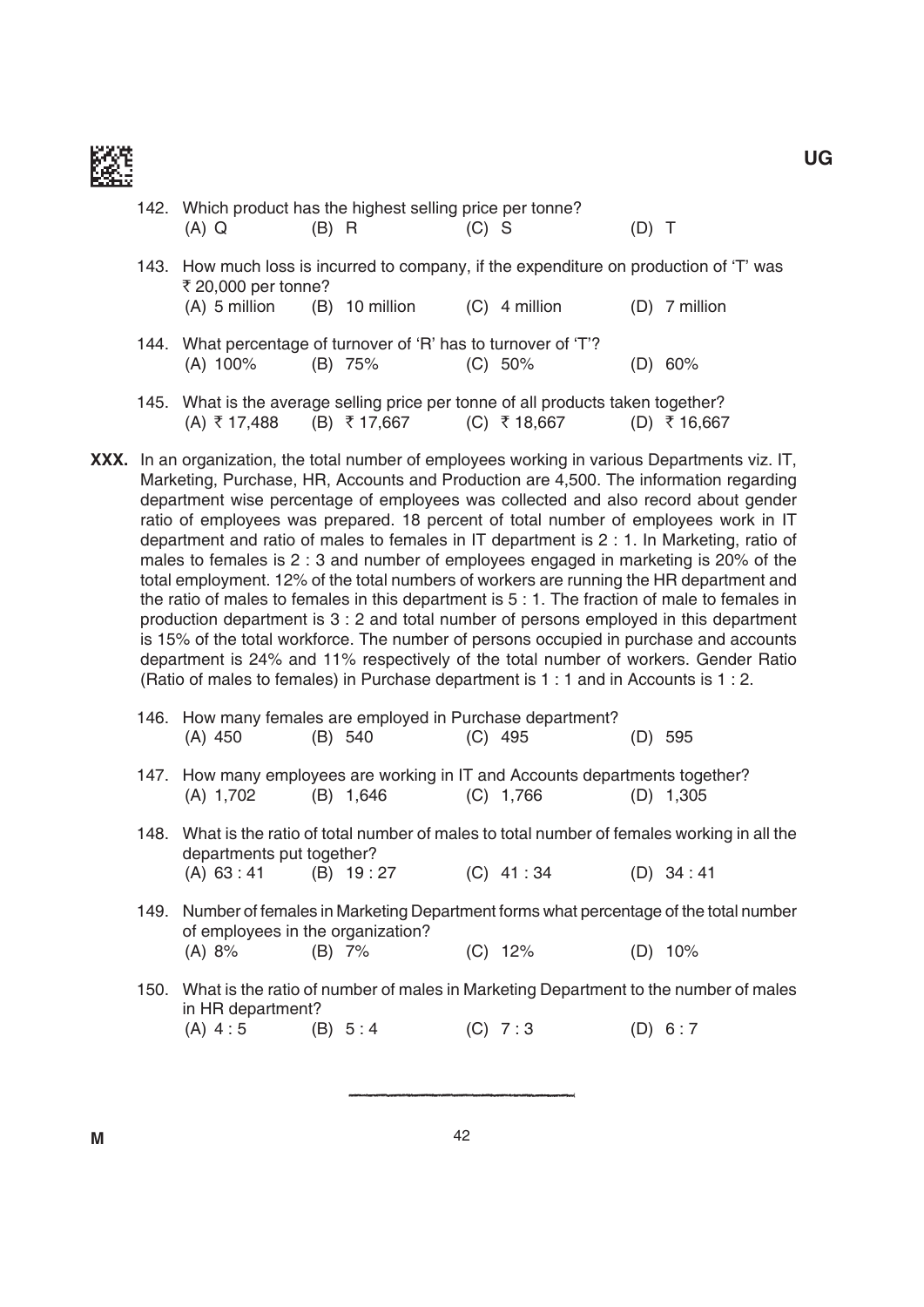142. Which product has the highest selling price per tonne?

(A) Q (B) R (C) S (D) T

143. How much loss is incurred to company, if the expenditure on production of 'T' was ₹ 20,000 per tonne?

(A) 5 million (B) 10 million (C) 4 million (D) 7 million

144. What percentage of turnover of 'R' has to turnover of 'T'?

(A) 100% (B) 75% (C) 50% (D) 60%

145. What is the average selling price per tonne of all products taken together?

(A) ₹ 17,488 (B) ₹ 17,667 (C) ₹ 18,667 (D) ₹ 16,667

**XXX.** In an organization, the total number of employees working in various Departments viz. IT, Marketing, Purchase, HR, Accounts and Production are 4,500. The information regarding department wise percentage of employees was collected and also record about gender ratio of employees was prepared. 18 percent of total number of employees work in IT department and ratio of males to females in IT department is 2 : 1. In Marketing, ratio of males to females is 2 : 3 and number of employees engaged in marketing is 20% of the total employment. 12% of the total numbers of workers are running the HR department and the ratio of males to females in this department is 5 : 1. The fraction of male to females in production department is 3 : 2 and total number of persons employed in this department is 15% of the total workforce. The number of persons occupied in purchase and accounts department is 24% and 11% respectively of the total number of workers. Gender Ratio (Ratio of males to females) in Purchase department is 1 : 1 and in Accounts is 1 : 2.

146. How many females are employed in Purchase department?

(A) 450 (B) 540 (C) 495 (D) 595

147. How many employees are working in IT and Accounts departments together?

(A) 1,702 (B) 1,646 (C) 1,766 (D) 1,305

148. What is the ratio of total number of males to total number of females working in all the departments put together?

(A) 63 : 41 (B) 19 : 27 (C) 41 : 34 (D) 34 : 41

149. Number of females in Marketing Department forms what percentage of the total number of employees in the organization?

(A) 8% (B) 7% (C) 12% (D) 10%

150. What is the ratio of number of males in Marketing Department to the number of males in HR department?

(A) 4 : 5 (B) 5 : 4 (C) 7 : 3 (D) 6 : 7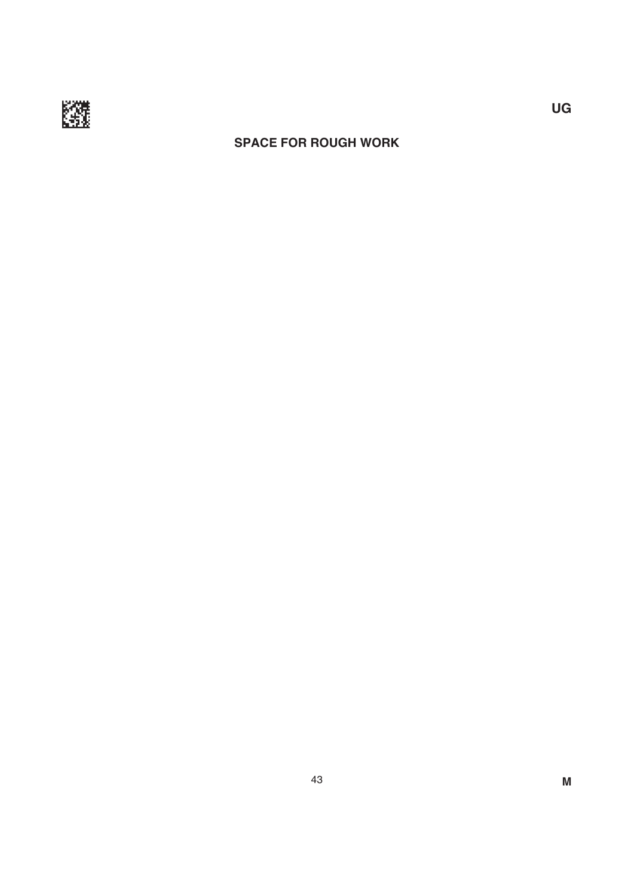## SPACE FOR ROUGH WORK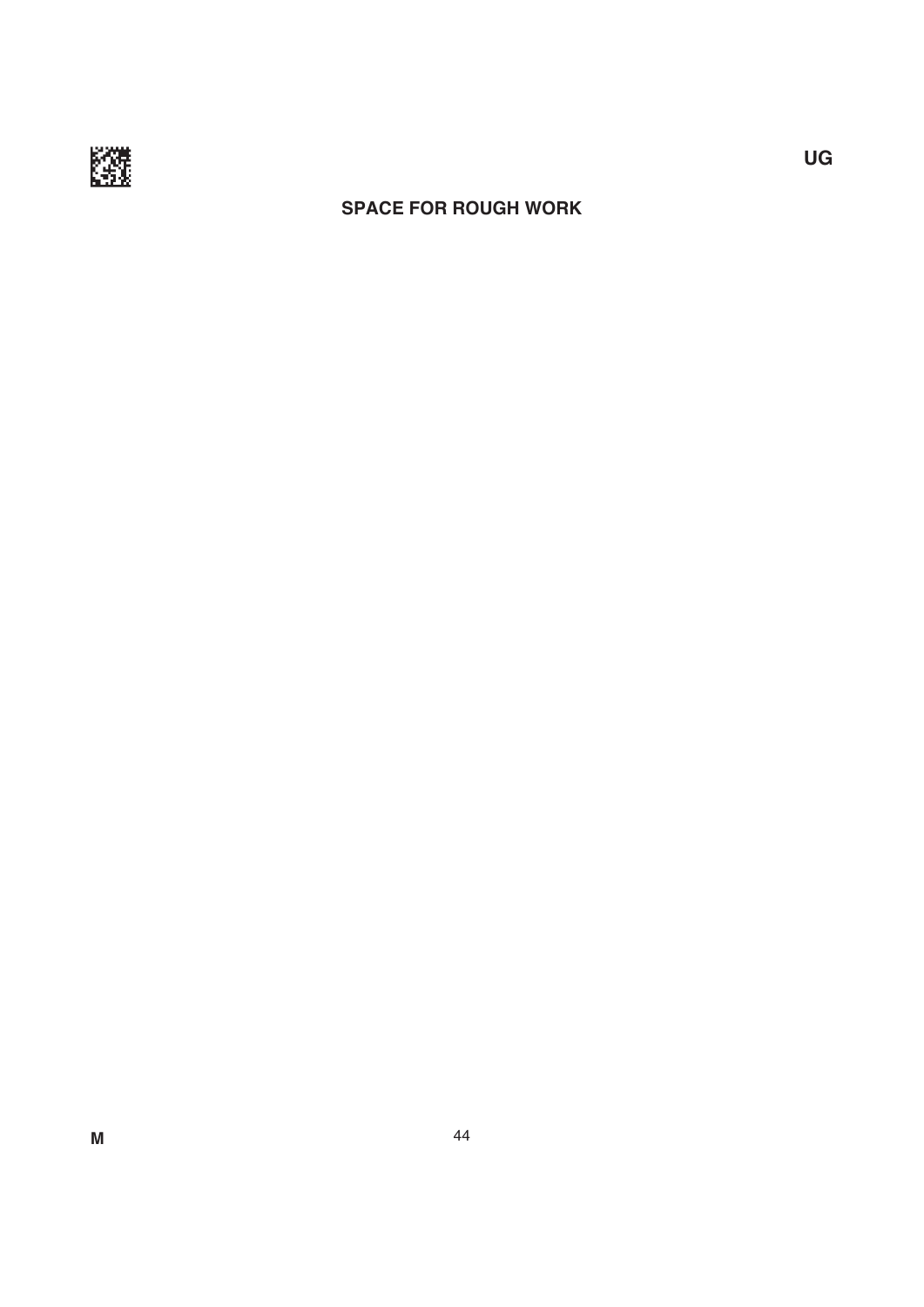## SPACE FOR ROUGH WORK